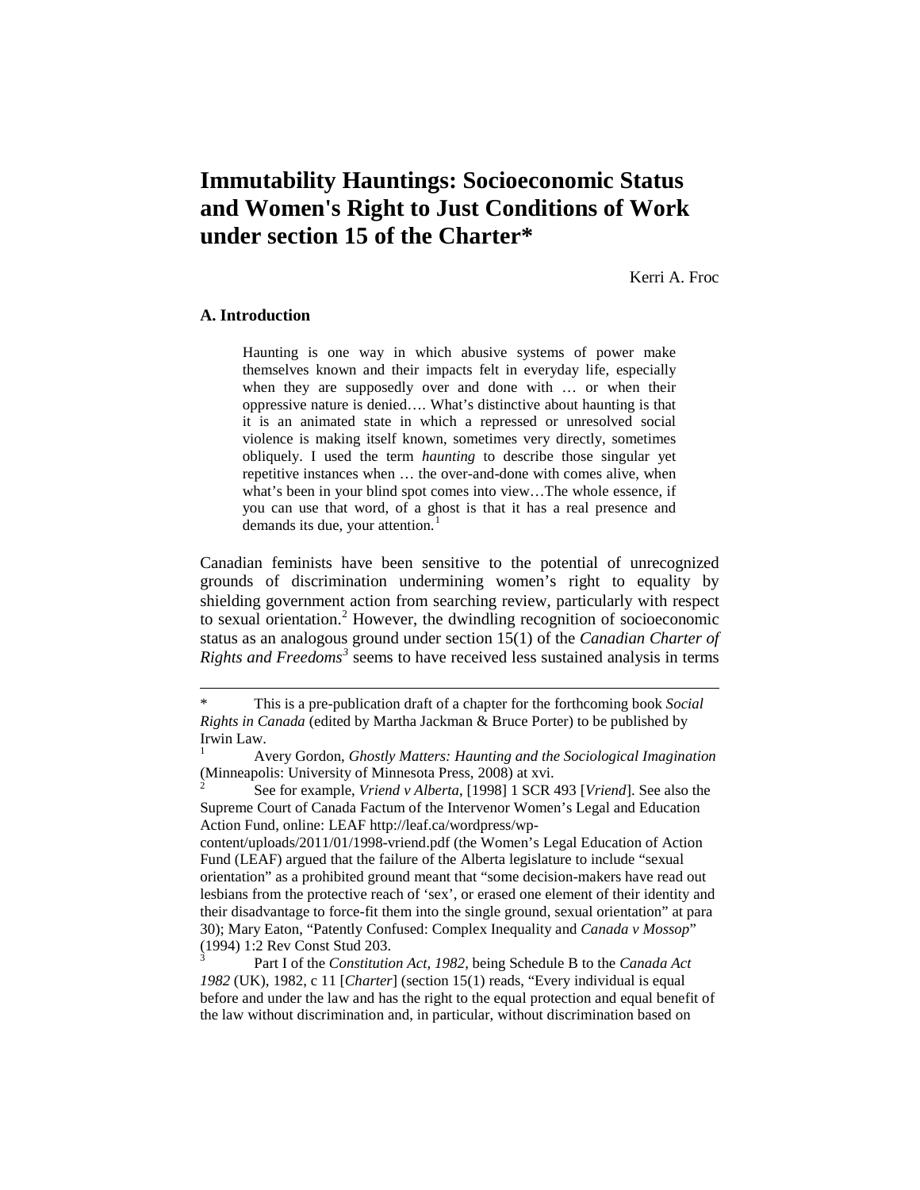# Immutability Hauntings: Socioeconomic Status and Women's Right to Just Conditions of Work under section 15 of the Charter*

Kerri A. Froc

### A. Introduction

> Haunting is one way in which abusive systems of power make themselves known and their impacts felt in everyday life, especially when they are supposedly over and done with … or when their oppressive nature is denied…. What's distinctive about haunting is that it is an animated state in which a repressed or unresolved social violence is making itself known, sometimes very directly, sometimes obliquely. I used the term *haunting* to describe those singular yet repetitive instances when … the over-and-done with comes alive, when what's been in your blind spot comes into view…The whole essence, if you can use that word, of a ghost is that it has a real presence and demands its due, your attention.[1]

Canadian feminists have been sensitive to the potential of unrecognized grounds of discrimination undermining women's right to equality by shielding government action from searching review, particularly with respect to sexual orientation.[2] However, the dwindling recognition of socioeconomic status as an analogous ground under section 15(1) of the *Canadian Charter of Rights and Freedoms*[3] seems to have received less sustained analysis in terms

---

\* This is a pre-publication draft of a chapter for the forthcoming book *Social Rights in Canada* (edited by Martha Jackman & Bruce Porter) to be published by Irwin Law.

[1] Avery Gordon, *Ghostly Matters: Haunting and the Sociological Imagination* (Minneapolis: University of Minnesota Press, 2008) at xvi.

[2] See for example, *Vriend v Alberta*, [1998] 1 SCR 493 [*Vriend*]. See also the Supreme Court of Canada Factum of the Intervenor Women's Legal and Education Action Fund, online: LEAF http://leaf.ca/wordpress/wp-content/uploads/2011/01/1998-vriend.pdf (the Women's Legal Education of Action Fund (LEAF) argued that the failure of the Alberta legislature to include "sexual orientation" as a prohibited ground meant that "some decision-makers have read out lesbians from the protective reach of 'sex', or erased one element of their identity and their disadvantage to force-fit them into the single ground, sexual orientation" at para 30); Mary Eaton, "Patently Confused: Complex Inequality and *Canada v Mossop*" (1994) 1:2 Rev Const Stud 203.

[3] Part I of the *Constitution Act, 1982*, being Schedule B to the *Canada Act 1982* (UK), 1982, c 11 [*Charter*] (section 15(1) reads, "Every individual is equal before and under the law and has the right to the equal protection and equal benefit of the law without discrimination and, in particular, without discrimination based on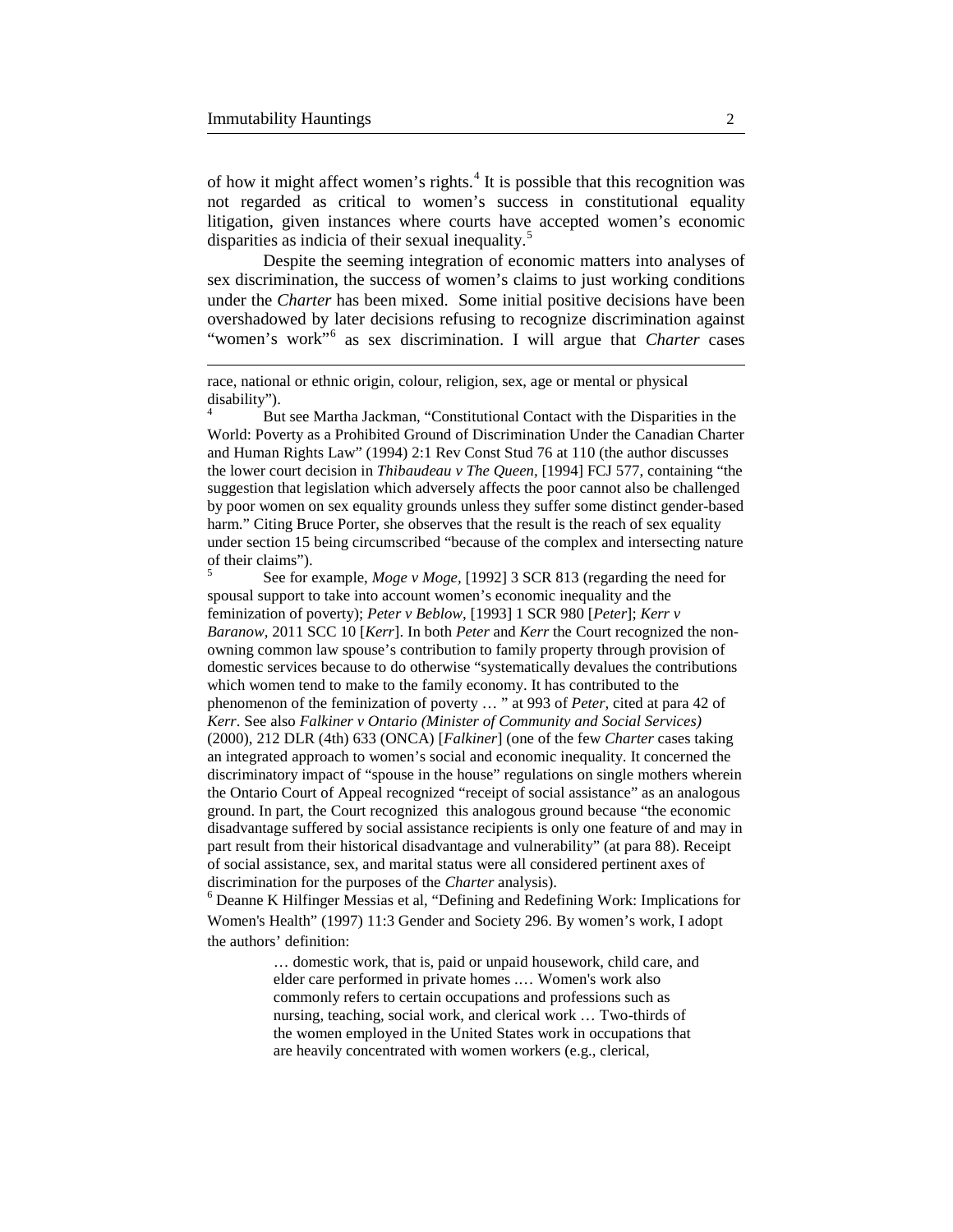of how it might affect women's rights.[4] It is possible that this recognition was not regarded as critical to women's success in constitutional equality litigation, given instances where courts have accepted women's economic disparities as indicia of their sexual inequality.[5]

Despite the seeming integration of economic matters into analyses of sex discrimination, the success of women's claims to just working conditions under the *Charter* has been mixed. Some initial positive decisions have been overshadowed by later decisions refusing to recognize discrimination against "women's work"[6] as sex discrimination. I will argue that *Charter* cases

---

race, national or ethnic origin, colour, religion, sex, age or mental or physical disability").

[4] But see Martha Jackman, "Constitutional Contact with the Disparities in the World: Poverty as a Prohibited Ground of Discrimination Under the Canadian Charter and Human Rights Law" (1994) 2:1 Rev Const Stud 76 at 110 (the author discusses the lower court decision in *Thibaudeau v The Queen*, [1994] FCJ 577, containing "the suggestion that legislation which adversely affects the poor cannot also be challenged by poor women on sex equality grounds unless they suffer some distinct gender-based harm." Citing Bruce Porter, she observes that the result is the reach of sex equality under section 15 being circumscribed "because of the complex and intersecting nature of their claims").

[5] See for example, *Moge v Moge*, [1992] 3 SCR 813 (regarding the need for spousal support to take into account women's economic inequality and the feminization of poverty); *Peter v Beblow*, [1993] 1 SCR 980 [*Peter*]; *Kerr v Baranow*, 2011 SCC 10 [*Kerr*]. In both *Peter* and *Kerr* the Court recognized the non-owning common law spouse's contribution to family property through provision of domestic services because to do otherwise "systematically devalues the contributions which women tend to make to the family economy. It has contributed to the phenomenon of the feminization of poverty … " at 993 of *Peter*, cited at para 42 of *Kerr*. See also *Falkiner v Ontario (Minister of Community and Social Services)* (2000), 212 DLR (4th) 633 (ONCA) [*Falkiner*] (one of the few *Charter* cases taking an integrated approach to women's social and economic inequality. It concerned the discriminatory impact of "spouse in the house" regulations on single mothers wherein the Ontario Court of Appeal recognized "receipt of social assistance" as an analogous ground. In part, the Court recognized this analogous ground because "the economic disadvantage suffered by social assistance recipients is only one feature of and may in part result from their historical disadvantage and vulnerability" (at para 88). Receipt of social assistance, sex, and marital status were all considered pertinent axes of discrimination for the purposes of the *Charter* analysis).

[6] Deanne K Hilfinger Messias et al, "Defining and Redefining Work: Implications for Women's Health" (1997) 11:3 Gender and Society 296. By women's work, I adopt the authors' definition:

> … domestic work, that is, paid or unpaid housework, child care, and elder care performed in private homes .… Women's work also commonly refers to certain occupations and professions such as nursing, teaching, social work, and clerical work … Two-thirds of the women employed in the United States work in occupations that are heavily concentrated with women workers (e.g., clerical,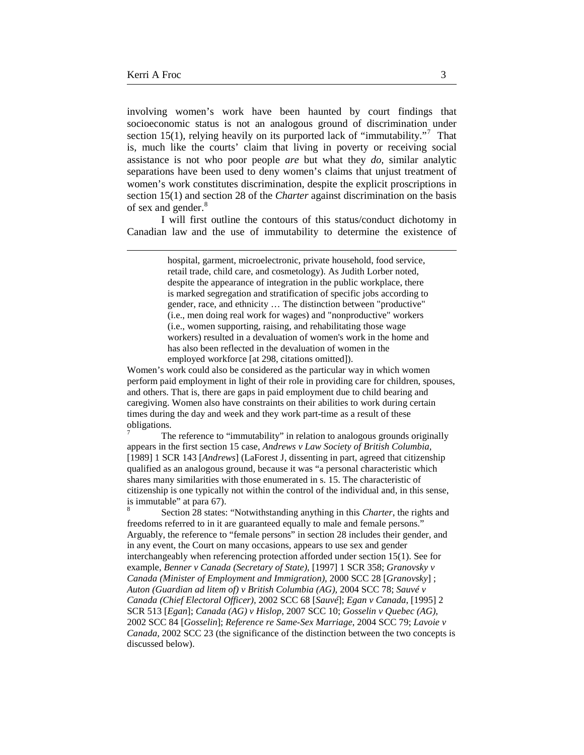involving women's work have been haunted by court findings that socioeconomic status is not an analogous ground of discrimination under section 15(1), relying heavily on its purported lack of "immutability."[7] That is, much like the courts' claim that living in poverty or receiving social assistance is not who poor people *are* but what they *do*, similar analytic separations have been used to deny women's claims that unjust treatment of women's work constitutes discrimination, despite the explicit proscriptions in section 15(1) and section 28 of the *Charter* against discrimination on the basis of sex and gender.[8]

I will first outline the contours of this status/conduct dichotomy in Canadian law and the use of immutability to determine the existence of

---

> hospital, garment, microelectronic, private household, food service, retail trade, child care, and cosmetology). As Judith Lorber noted, despite the appearance of integration in the public workplace, there is marked segregation and stratification of specific jobs according to gender, race, and ethnicity … The distinction between "productive" (i.e., men doing real work for wages) and "nonproductive" workers (i.e., women supporting, raising, and rehabilitating those wage workers) resulted in a devaluation of women's work in the home and has also been reflected in the devaluation of women in the employed workforce [at 298, citations omitted]).

Women's work could also be considered as the particular way in which women perform paid employment in light of their role in providing care for children, spouses, and others. That is, there are gaps in paid employment due to child bearing and caregiving. Women also have constraints on their abilities to work during certain times during the day and week and they work part-time as a result of these obligations.

[7] The reference to "immutability" in relation to analogous grounds originally appears in the first section 15 case, *Andrews v Law Society of British Columbia*, [1989] 1 SCR 143 [*Andrews*] (LaForest J, dissenting in part, agreed that citizenship qualified as an analogous ground, because it was "a personal characteristic which shares many similarities with those enumerated in s. 15. The characteristic of citizenship is one typically not within the control of the individual and, in this sense, is immutable" at para 67).

[8] Section 28 states: "Notwithstanding anything in this *Charter*, the rights and freedoms referred to in it are guaranteed equally to male and female persons." Arguably, the reference to "female persons" in section 28 includes their gender, and in any event, the Court on many occasions, appears to use sex and gender interchangeably when referencing protection afforded under section 15(1). See for example, *Benner v Canada (Secretary of State)*, [1997] 1 SCR 358; *Granovsky v Canada (Minister of Employment and Immigration)*, 2000 SCC 28 [*Granovsky*] ; *Auton (Guardian ad litem of) v British Columbia (AG)*, 2004 SCC 78; *Sauvé v Canada (Chief Electoral Officer)*, 2002 SCC 68 [*Sauvé*]; *Egan v Canada*, [1995] 2 SCR 513 [*Egan*]; *Canada (AG) v Hislop*, 2007 SCC 10; *Gosselin v Quebec (AG)*, 2002 SCC 84 [*Gosselin*]; *Reference re Same-Sex Marriage*, 2004 SCC 79; *Lavoie v Canada*, 2002 SCC 23 (the significance of the distinction between the two concepts is discussed below).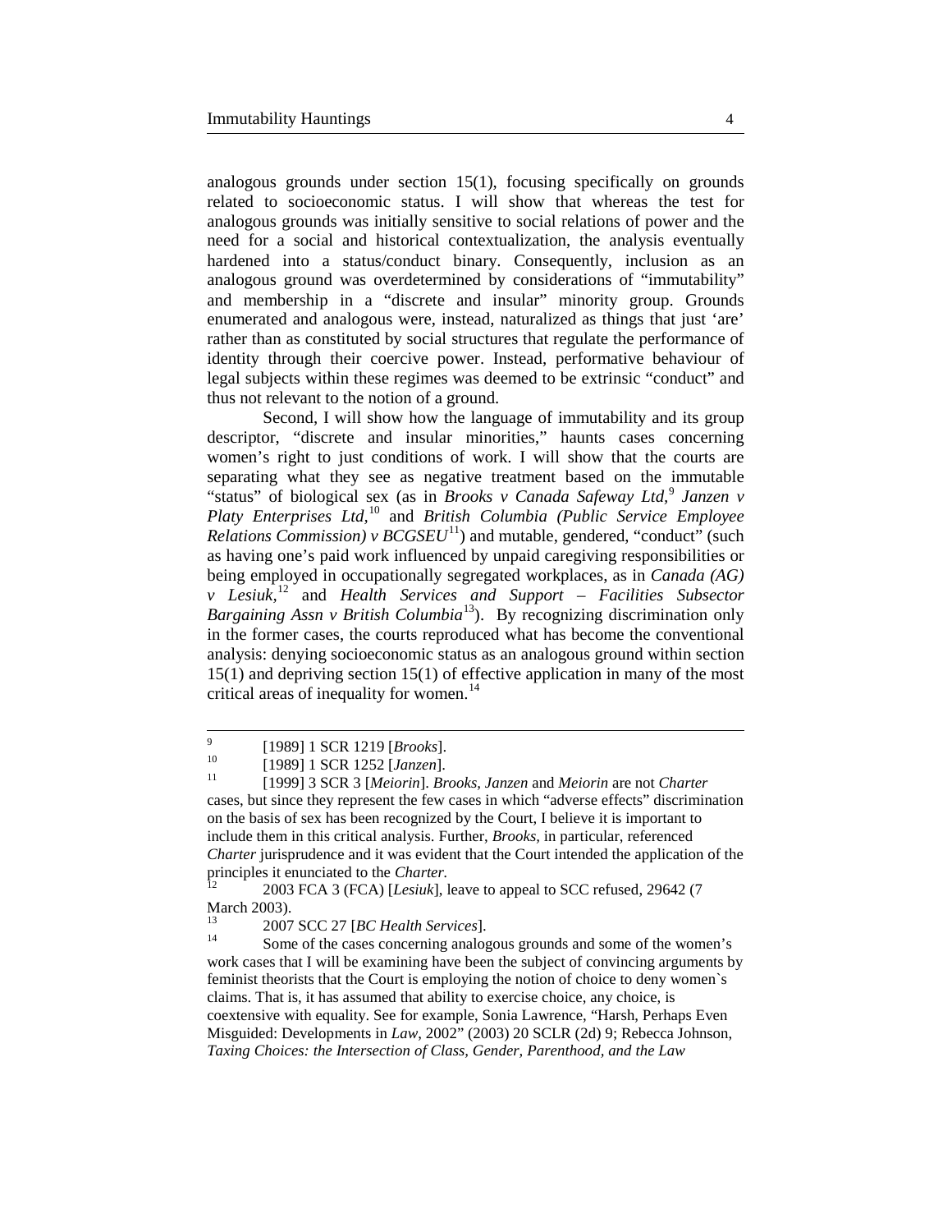analogous grounds under section 15(1), focusing specifically on grounds related to socioeconomic status. I will show that whereas the test for analogous grounds was initially sensitive to social relations of power and the need for a social and historical contextualization, the analysis eventually hardened into a status/conduct binary. Consequently, inclusion as an analogous ground was overdetermined by considerations of "immutability" and membership in a "discrete and insular" minority group. Grounds enumerated and analogous were, instead, naturalized as things that just 'are' rather than as constituted by social structures that regulate the performance of identity through their coercive power. Instead, performative behaviour of legal subjects within these regimes was deemed to be extrinsic "conduct" and thus not relevant to the notion of a ground.

Second, I will show how the language of immutability and its group descriptor, "discrete and insular minorities," haunts cases concerning women's right to just conditions of work. I will show that the courts are separating what they see as negative treatment based on the immutable "status" of biological sex (as in *Brooks v Canada Safeway Ltd,*[9] *Janzen v Platy Enterprises Ltd,*[10] and *British Columbia (Public Service Employee Relations Commission) v BCGSEU*[11]) and mutable, gendered, "conduct" (such as having one's paid work influenced by unpaid caregiving responsibilities or being employed in occupationally segregated workplaces, as in *Canada (AG) v Lesiuk,*[12] and *Health Services and Support – Facilities Subsector Bargaining Assn v British Columbia*[13]). By recognizing discrimination only in the former cases, the courts reproduced what has become the conventional analysis: denying socioeconomic status as an analogous ground within section 15(1) and depriving section 15(1) of effective application in many of the most critical areas of inequality for women.[14]

---

[9] [1989] 1 SCR 1219 [*Brooks*].

[10] [1989] 1 SCR 1252 [*Janzen*].

[11] [1999] 3 SCR 3 [*Meiorin*]. *Brooks, Janzen* and *Meiorin* are not *Charter* cases, but since they represent the few cases in which "adverse effects" discrimination on the basis of sex has been recognized by the Court, I believe it is important to include them in this critical analysis. Further, *Brooks*, in particular, referenced *Charter* jurisprudence and it was evident that the Court intended the application of the principles it enunciated to the *Charter.*

[12] 2003 FCA 3 (FCA) [*Lesiuk*], leave to appeal to SCC refused, 29642 (7 March 2003).

[13] 2007 SCC 27 [*BC Health Services*].

[14] Some of the cases concerning analogous grounds and some of the women's work cases that I will be examining have been the subject of convincing arguments by feminist theorists that the Court is employing the notion of choice to deny women`s claims. That is, it has assumed that ability to exercise choice, any choice, is coextensive with equality. See for example, Sonia Lawrence, "Harsh, Perhaps Even Misguided: Developments in *Law*, 2002" (2003) 20 SCLR (2d) 9; Rebecca Johnson, *Taxing Choices: the Intersection of Class, Gender, Parenthood, and the Law*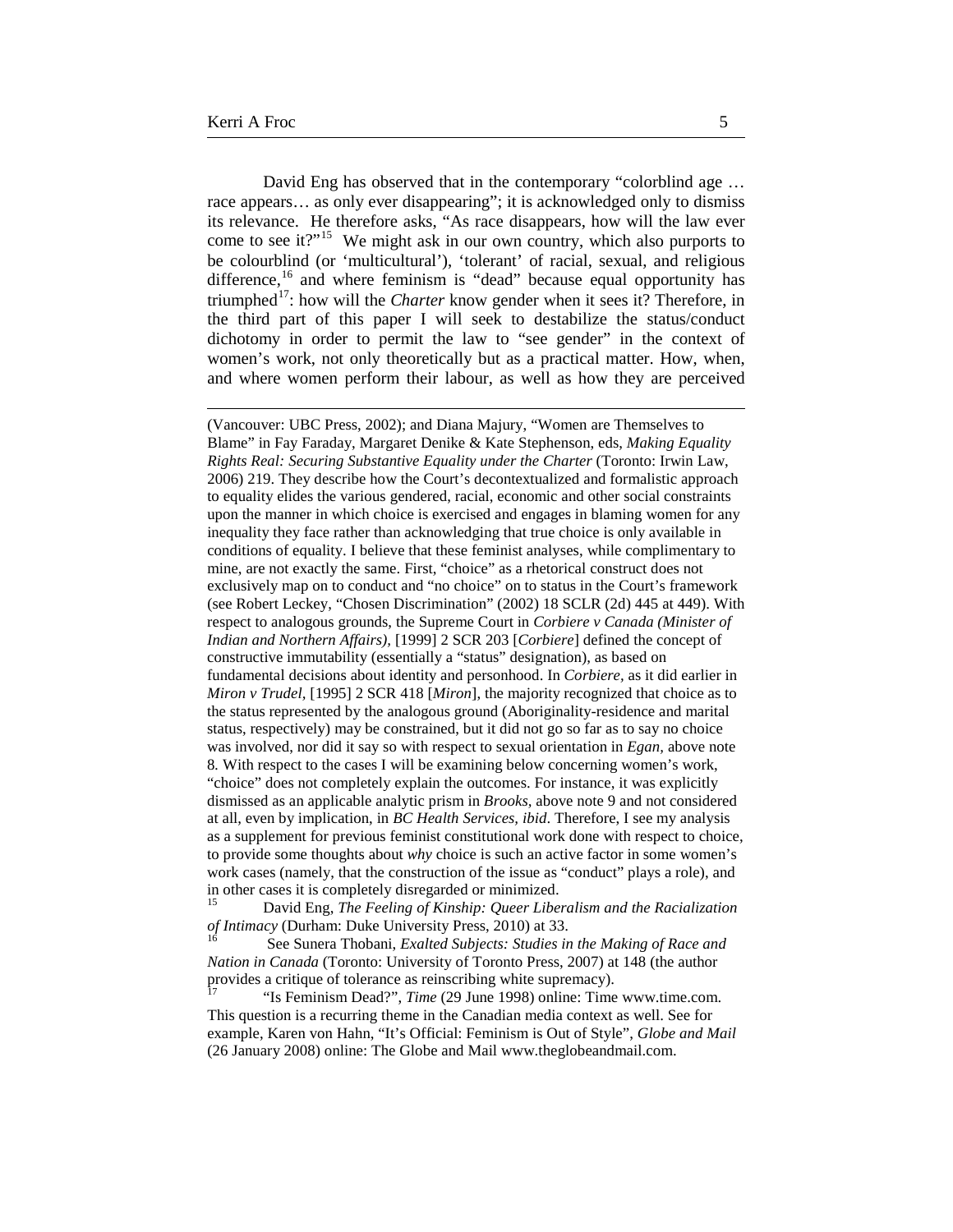David Eng has observed that in the contemporary "colorblind age … race appears… as only ever disappearing"; it is acknowledged only to dismiss its relevance. He therefore asks, "As race disappears, how will the law ever come to see it?"[15] We might ask in our own country, which also purports to be colourblind (or 'multicultural'), 'tolerant' of racial, sexual, and religious difference,[16] and where feminism is "dead" because equal opportunity has triumphed[17]: how will the *Charter* know gender when it sees it? Therefore, in the third part of this paper I will seek to destabilize the status/conduct dichotomy in order to permit the law to "see gender" in the context of women's work, not only theoretically but as a practical matter. How, when, and where women perform their labour, as well as how they are perceived

---

(Vancouver: UBC Press, 2002); and Diana Majury, "Women are Themselves to Blame" in Fay Faraday, Margaret Denike & Kate Stephenson, eds, *Making Equality Rights Real: Securing Substantive Equality under the Charter* (Toronto: Irwin Law, 2006) 219. They describe how the Court's decontextualized and formalistic approach to equality elides the various gendered, racial, economic and other social constraints upon the manner in which choice is exercised and engages in blaming women for any inequality they face rather than acknowledging that true choice is only available in conditions of equality. I believe that these feminist analyses, while complimentary to mine, are not exactly the same. First, "choice" as a rhetorical construct does not exclusively map on to conduct and "no choice" on to status in the Court's framework (see Robert Leckey, "Chosen Discrimination" (2002) 18 SCLR (2d) 445 at 449). With respect to analogous grounds, the Supreme Court in *Corbiere v Canada (Minister of Indian and Northern Affairs)*, [1999] 2 SCR 203 [*Corbiere*] defined the concept of constructive immutability (essentially a "status" designation), as based on fundamental decisions about identity and personhood. In *Corbiere*, as it did earlier in *Miron v Trudel*, [1995] 2 SCR 418 [*Miron*], the majority recognized that choice as to the status represented by the analogous ground (Aboriginality-residence and marital status, respectively) may be constrained, but it did not go so far as to say no choice was involved, nor did it say so with respect to sexual orientation in *Egan*, above note 8. With respect to the cases I will be examining below concerning women's work, "choice" does not completely explain the outcomes. For instance, it was explicitly dismissed as an applicable analytic prism in *Brooks*, above note 9 and not considered at all, even by implication, in *BC Health Services*, *ibid*. Therefore, I see my analysis as a supplement for previous feminist constitutional work done with respect to choice, to provide some thoughts about *why* choice is such an active factor in some women's work cases (namely, that the construction of the issue as "conduct" plays a role), and in other cases it is completely disregarded or minimized.

[15] David Eng, *The Feeling of Kinship: Queer Liberalism and the Racialization of Intimacy* (Durham: Duke University Press, 2010) at 33.

[16] See Sunera Thobani, *Exalted Subjects: Studies in the Making of Race and Nation in Canada* (Toronto: University of Toronto Press, 2007) at 148 (the author provides a critique of tolerance as reinscribing white supremacy).

[17] "Is Feminism Dead?", *Time* (29 June 1998) online: Time www.time.com. This question is a recurring theme in the Canadian media context as well. See for example, Karen von Hahn, "It's Official: Feminism is Out of Style", *Globe and Mail* (26 January 2008) online: The Globe and Mail www.theglobeandmail.com.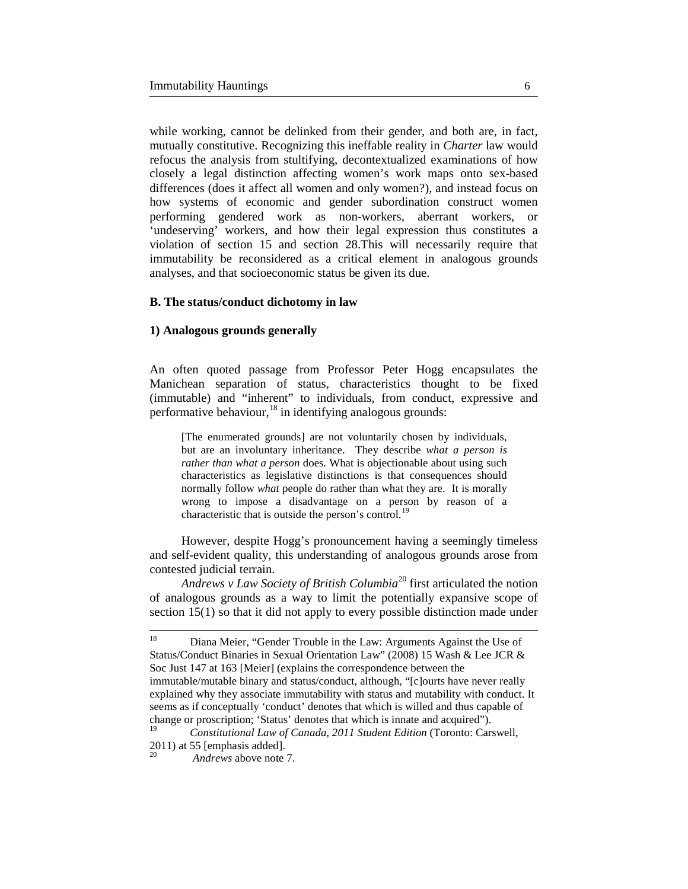while working, cannot be delinked from their gender, and both are, in fact, mutually constitutive. Recognizing this ineffable reality in *Charter* law would refocus the analysis from stultifying, decontextualized examinations of how closely a legal distinction affecting women's work maps onto sex-based differences (does it affect all women and only women?), and instead focus on how systems of economic and gender subordination construct women performing gendered work as non-workers, aberrant workers, or 'undeserving' workers, and how their legal expression thus constitutes a violation of section 15 and section 28.This will necessarily require that immutability be reconsidered as a critical element in analogous grounds analyses, and that socioeconomic status be given its due.

### B. The status/conduct dichotomy in law

#### 1) Analogous grounds generally

An often quoted passage from Professor Peter Hogg encapsulates the Manichean separation of status, characteristics thought to be fixed (immutable) and "inherent" to individuals, from conduct, expressive and performative behaviour,[18] in identifying analogous grounds:

> [The enumerated grounds] are not voluntarily chosen by individuals, but are an involuntary inheritance. They describe *what a person is rather than what a person* does. What is objectionable about using such characteristics as legislative distinctions is that consequences should normally follow *what* people do rather than what they are. It is morally wrong to impose a disadvantage on a person by reason of a characteristic that is outside the person's control.[19]

However, despite Hogg's pronouncement having a seemingly timeless and self-evident quality, this understanding of analogous grounds arose from contested judicial terrain.

*Andrews v Law Society of British Columbia*[20] first articulated the notion of analogous grounds as a way to limit the potentially expansive scope of section 15(1) so that it did not apply to every possible distinction made under

---

[18] Diana Meier, "Gender Trouble in the Law: Arguments Against the Use of Status/Conduct Binaries in Sexual Orientation Law" (2008) 15 Wash & Lee JCR & Soc Just 147 at 163 [Meier] (explains the correspondence between the immutable/mutable binary and status/conduct, although, "[c]ourts have never really explained why they associate immutability with status and mutability with conduct. It seems as if conceptually 'conduct' denotes that which is willed and thus capable of change or proscription; 'Status' denotes that which is innate and acquired").

[19] *Constitutional Law of Canada, 2011 Student Edition* (Toronto: Carswell, 2011) at 55 [emphasis added].

[20] *Andrews* above note 7.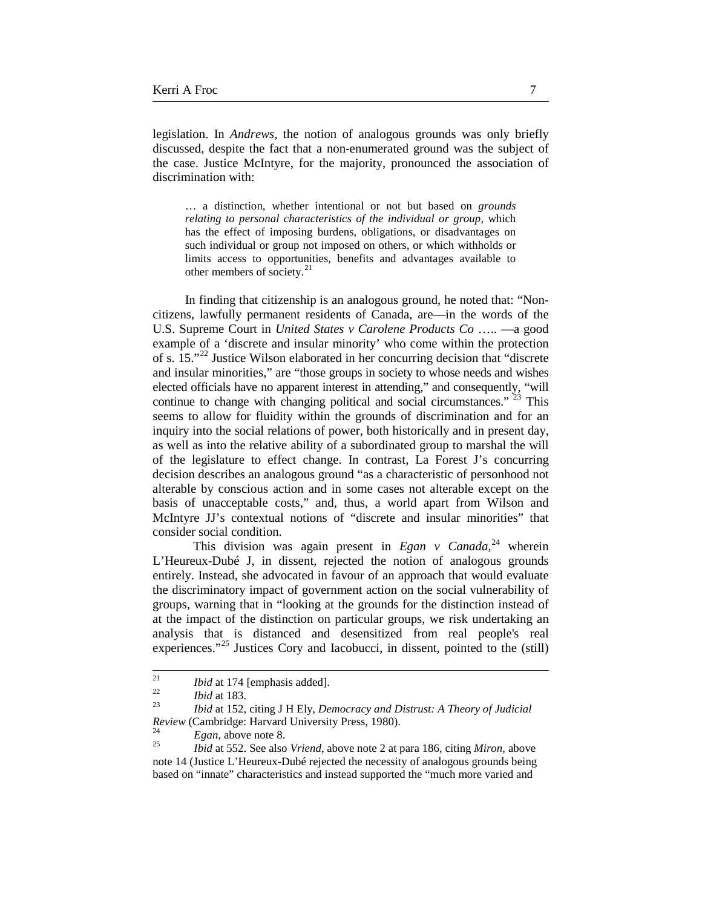legislation. In *Andrews*, the notion of analogous grounds was only briefly discussed, despite the fact that a non-enumerated ground was the subject of the case. Justice McIntyre, for the majority, pronounced the association of discrimination with:

> … a distinction, whether intentional or not but based on *grounds relating to personal characteristics of the individual or group*, which has the effect of imposing burdens, obligations, or disadvantages on such individual or group not imposed on others, or which withholds or limits access to opportunities, benefits and advantages available to other members of society.[21]

In finding that citizenship is an analogous ground, he noted that: "Non-citizens, lawfully permanent residents of Canada, are—in the words of the U.S. Supreme Court in *United States v Carolene Products Co* ….. —a good example of a 'discrete and insular minority' who come within the protection of s. 15."[22] Justice Wilson elaborated in her concurring decision that "discrete and insular minorities," are "those groups in society to whose needs and wishes elected officials have no apparent interest in attending," and consequently, "will continue to change with changing political and social circumstances." [23] This seems to allow for fluidity within the grounds of discrimination and for an inquiry into the social relations of power, both historically and in present day, as well as into the relative ability of a subordinated group to marshal the will of the legislature to effect change. In contrast, La Forest J's concurring decision describes an analogous ground "as a characteristic of personhood not alterable by conscious action and in some cases not alterable except on the basis of unacceptable costs," and, thus, a world apart from Wilson and McIntyre JJ's contextual notions of "discrete and insular minorities" that consider social condition.

This division was again present in *Egan v Canada*,[24] wherein L'Heureux-Dubé J, in dissent, rejected the notion of analogous grounds entirely. Instead, she advocated in favour of an approach that would evaluate the discriminatory impact of government action on the social vulnerability of groups, warning that in "looking at the grounds for the distinction instead of at the impact of the distinction on particular groups, we risk undertaking an analysis that is distanced and desensitized from real people's real experiences."[25] Justices Cory and Iacobucci, in dissent, pointed to the (still)

---

[21] *Ibid* at 174 [emphasis added].

[22] *Ibid* at 183.

[23] *Ibid* at 152, citing J H Ely, *Democracy and Distrust: A Theory of Judicial Review* (Cambridge: Harvard University Press, 1980).

[24] *Egan*, above note 8.

[25] *Ibid* at 552. See also *Vriend*, above note 2 at para 186, citing *Miron*, above note 14 (Justice L'Heureux-Dubé rejected the necessity of analogous grounds being based on "innate" characteristics and instead supported the "much more varied and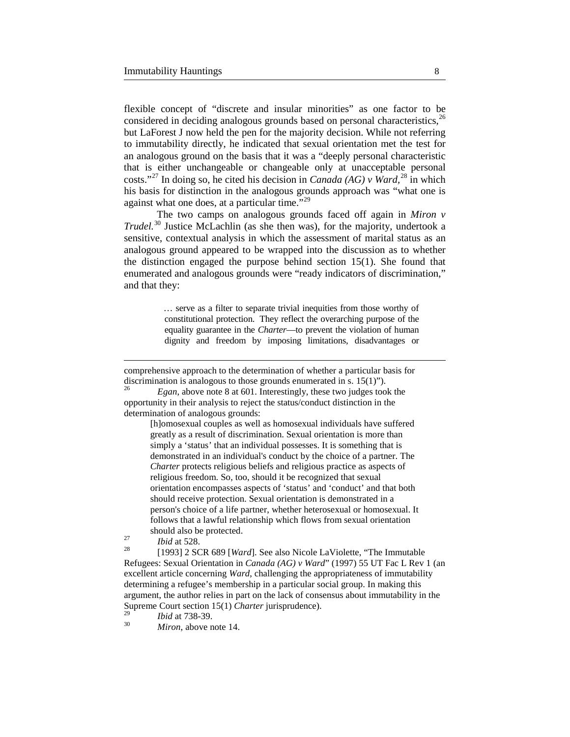flexible concept of "discrete and insular minorities" as one factor to be considered in deciding analogous grounds based on personal characteristics,[26] but LaForest J now held the pen for the majority decision. While not referring to immutability directly, he indicated that sexual orientation met the test for an analogous ground on the basis that it was a "deeply personal characteristic that is either unchangeable or changeable only at unacceptable personal costs."[27] In doing so, he cited his decision in *Canada (AG) v Ward*,[28] in which his basis for distinction in the analogous grounds approach was "what one is against what one does, at a particular time."[29]

The two camps on analogous grounds faced off again in *Miron v Trudel*.[30] Justice McLachlin (as she then was), for the majority, undertook a sensitive, contextual analysis in which the assessment of marital status as an analogous ground appeared to be wrapped into the discussion as to whether the distinction engaged the purpose behind section 15(1). She found that enumerated and analogous grounds were "ready indicators of discrimination," and that they:

> … serve as a filter to separate trivial inequities from those worthy of constitutional protection. They reflect the overarching purpose of the equality guarantee in the *Charter*—to prevent the violation of human dignity and freedom by imposing limitations, disadvantages or

---

comprehensive approach to the determination of whether a particular basis for discrimination is analogous to those grounds enumerated in s. 15(1)").

[26] *Egan*, above note 8 at 601. Interestingly, these two judges took the opportunity in their analysis to reject the status/conduct distinction in the determination of analogous grounds:

> [h]omosexual couples as well as homosexual individuals have suffered greatly as a result of discrimination. Sexual orientation is more than simply a 'status' that an individual possesses. It is something that is demonstrated in an individual's conduct by the choice of a partner. The *Charter* protects religious beliefs and religious practice as aspects of religious freedom. So, too, should it be recognized that sexual orientation encompasses aspects of 'status' and 'conduct' and that both should receive protection. Sexual orientation is demonstrated in a person's choice of a life partner, whether heterosexual or homosexual. It follows that a lawful relationship which flows from sexual orientation should also be protected.

[27] *Ibid* at 528.

[28] [1993] 2 SCR 689 [*Ward*]. See also Nicole LaViolette, "The Immutable Refugees: Sexual Orientation in *Canada (AG) v Ward*" (1997) 55 UT Fac L Rev 1 (an excellent article concerning *Ward*, challenging the appropriateness of immutability determining a refugee's membership in a particular social group. In making this argument, the author relies in part on the lack of consensus about immutability in the Supreme Court section 15(1) *Charter* jurisprudence).

[29] *Ibid* at 738-39.

[30] *Miron*, above note 14.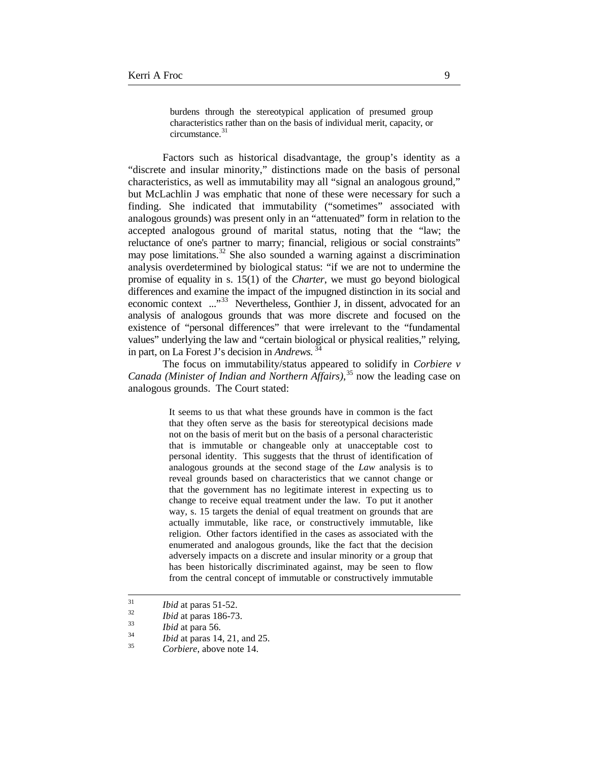> burdens through the stereotypical application of presumed group characteristics rather than on the basis of individual merit, capacity, or circumstance.[31]

Factors such as historical disadvantage, the group's identity as a "discrete and insular minority," distinctions made on the basis of personal characteristics, as well as immutability may all "signal an analogous ground," but McLachlin J was emphatic that none of these were necessary for such a finding. She indicated that immutability ("sometimes" associated with analogous grounds) was present only in an "attenuated" form in relation to the accepted analogous ground of marital status, noting that the "law; the reluctance of one's partner to marry; financial, religious or social constraints" may pose limitations.[32] She also sounded a warning against a discrimination analysis overdetermined by biological status: "if we are not to undermine the promise of equality in s. 15(1) of the *Charter*, we must go beyond biological differences and examine the impact of the impugned distinction in its social and economic context ..."[33] Nevertheless, Gonthier J, in dissent, advocated for an analysis of analogous grounds that was more discrete and focused on the existence of "personal differences" that were irrelevant to the "fundamental values" underlying the law and "certain biological or physical realities," relying, in part, on La Forest J's decision in *Andrews.*[34]

The focus on immutability/status appeared to solidify in *Corbiere v Canada (Minister of Indian and Northern Affairs)*,[35] now the leading case on analogous grounds. The Court stated:

> It seems to us that what these grounds have in common is the fact that they often serve as the basis for stereotypical decisions made not on the basis of merit but on the basis of a personal characteristic that is immutable or changeable only at unacceptable cost to personal identity. This suggests that the thrust of identification of analogous grounds at the second stage of the *Law* analysis is to reveal grounds based on characteristics that we cannot change or that the government has no legitimate interest in expecting us to change to receive equal treatment under the law. To put it another way, s. 15 targets the denial of equal treatment on grounds that are actually immutable, like race, or constructively immutable, like religion. Other factors identified in the cases as associated with the enumerated and analogous grounds, like the fact that the decision adversely impacts on a discrete and insular minority or a group that has been historically discriminated against, may be seen to flow from the central concept of immutable or constructively immutable

---

[31] *Ibid* at paras 51-52.

[32] *Ibid* at paras 186-73.

[33] *Ibid* at para 56.

[34] *Ibid* at paras 14, 21, and 25.

[35] *Corbiere*, above note 14.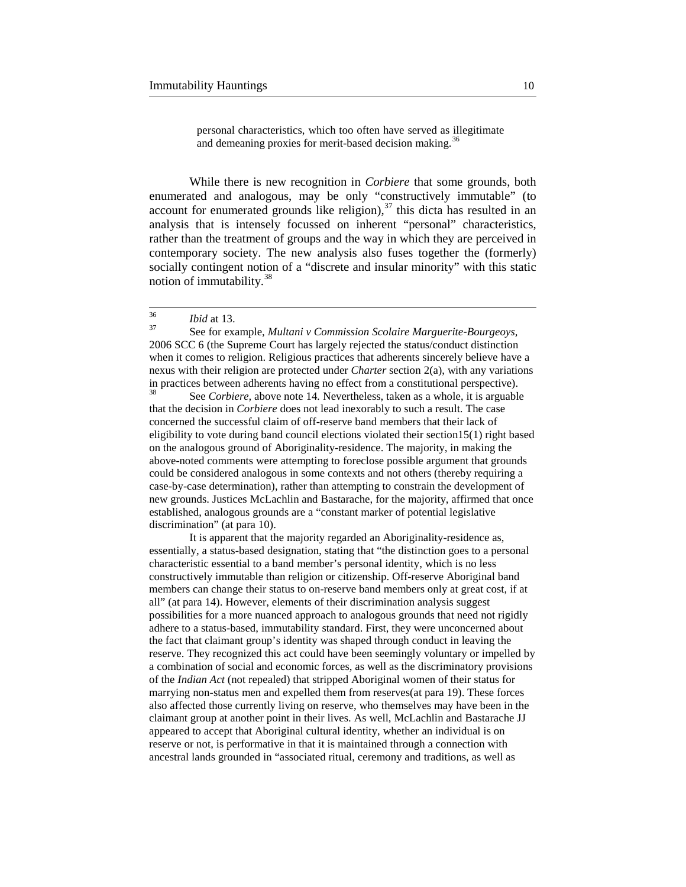personal characteristics, which too often have served as illegitimate and demeaning proxies for merit-based decision making.[36]

While there is new recognition in *Corbiere* that some grounds, both enumerated and analogous, may be only "constructively immutable" (to account for enumerated grounds like religion),[37] this dicta has resulted in an analysis that is intensely focussed on inherent "personal" characteristics, rather than the treatment of groups and the way in which they are perceived in contemporary society. The new analysis also fuses together the (formerly) socially contingent notion of a "discrete and insular minority" with this static notion of immutability.[38]

---

[36] *Ibid* at 13.

[37] See for example, *Multani v Commission Scolaire Marguerite-Bourgeoys,* 2006 SCC 6 (the Supreme Court has largely rejected the status/conduct distinction when it comes to religion. Religious practices that adherents sincerely believe have a nexus with their religion are protected under *Charter* section 2(a), with any variations in practices between adherents having no effect from a constitutional perspective).

[38] See *Corbiere,* above note 14. Nevertheless, taken as a whole, it is arguable that the decision in *Corbiere* does not lead inexorably to such a result. The case concerned the successful claim of off-reserve band members that their lack of eligibility to vote during band council elections violated their section15(1) right based on the analogous ground of Aboriginality-residence. The majority, in making the above-noted comments were attempting to foreclose possible argument that grounds could be considered analogous in some contexts and not others (thereby requiring a case-by-case determination), rather than attempting to constrain the development of new grounds. Justices McLachlin and Bastarache, for the majority, affirmed that once established, analogous grounds are a "constant marker of potential legislative discrimination" (at para 10).

It is apparent that the majority regarded an Aboriginality-residence as, essentially, a status-based designation, stating that "the distinction goes to a personal characteristic essential to a band member's personal identity, which is no less constructively immutable than religion or citizenship. Off-reserve Aboriginal band members can change their status to on-reserve band members only at great cost, if at all" (at para 14). However, elements of their discrimination analysis suggest possibilities for a more nuanced approach to analogous grounds that need not rigidly adhere to a status-based, immutability standard. First, they were unconcerned about the fact that claimant group's identity was shaped through conduct in leaving the reserve. They recognized this act could have been seemingly voluntary or impelled by a combination of social and economic forces, as well as the discriminatory provisions of the *Indian Act* (not repealed) that stripped Aboriginal women of their status for marrying non-status men and expelled them from reserves(at para 19). These forces also affected those currently living on reserve, who themselves may have been in the claimant group at another point in their lives. As well, McLachlin and Bastarache JJ appeared to accept that Aboriginal cultural identity, whether an individual is on reserve or not, is performative in that it is maintained through a connection with ancestral lands grounded in "associated ritual, ceremony and traditions, as well as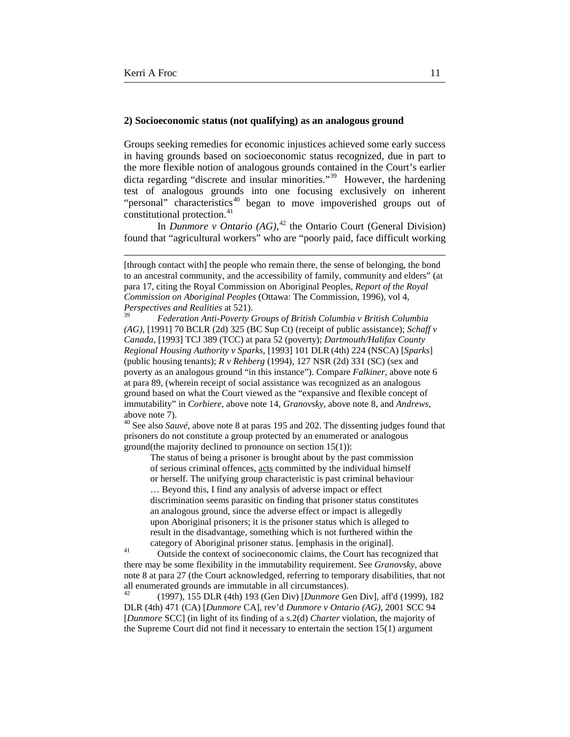**2) Socioeconomic status (not qualifying) as an analogous ground**

Groups seeking remedies for economic injustices achieved some early success in having grounds based on socioeconomic status recognized, due in part to the more flexible notion of analogous grounds contained in the Court's earlier dicta regarding "discrete and insular minorities."[39] However, the hardening test of analogous grounds into one focusing exclusively on inherent "personal" characteristics[40] began to move impoverished groups out of constitutional protection.[41]

In *Dunmore v Ontario (AG)*,[42] the Ontario Court (General Division) found that "agricultural workers" who are "poorly paid, face difficult working

---

[through contact with] the people who remain there, the sense of belonging, the bond to an ancestral community, and the accessibility of family, community and elders" (at para 17, citing the Royal Commission on Aboriginal Peoples, *Report of the Royal Commission on Aboriginal Peoples* (Ottawa: The Commission, 1996), vol 4, *Perspectives and Realities* at 521).

[39] *Federation Anti-Poverty Groups of British Columbia v British Columbia (AG)*, [1991] 70 BCLR (2d) 325 (BC Sup Ct) (receipt of public assistance); *Schaff v Canada*, [1993] TCJ 389 (TCC) at para 52 (poverty); *Dartmouth/Halifax County Regional Housing Authority v Sparks*, [1993] 101 DLR (4th) 224 (NSCA) [*Sparks*] (public housing tenants); *R v Rehberg* (1994), 127 NSR (2d) 331 (SC) (sex and poverty as an analogous ground "in this instance"). Compare *Falkiner,* above note 6 at para 89, (wherein receipt of social assistance was recognized as an analogous ground based on what the Court viewed as the "expansive and flexible concept of immutability" in *Corbiere,* above note 14, *Granovsky*, above note 8, and *Andrews,* above note 7).

[40] See also *Sauvé,* above note 8 at paras 195 and 202. The dissenting judges found that prisoners do not constitute a group protected by an enumerated or analogous ground(the majority declined to pronounce on section 15(1)):

> The status of being a prisoner is brought about by the past commission of serious criminal offences, acts committed by the individual himself or herself. The unifying group characteristic is past criminal behaviour … Beyond this, I find any analysis of adverse impact or effect discrimination seems parasitic on finding that prisoner status constitutes an analogous ground, since the adverse effect or impact is allegedly upon Aboriginal prisoners; it is the prisoner status which is alleged to result in the disadvantage, something which is not furthered within the category of Aboriginal prisoner status. [emphasis in the original].

[41] Outside the context of socioeconomic claims, the Court has recognized that there may be some flexibility in the immutability requirement. See *Granovsky*, above note 8 at para 27 (the Court acknowledged, referring to temporary disabilities, that not all enumerated grounds are immutable in all circumstances).

[42] (1997), 155 DLR (4th) 193 (Gen Div) [*Dunmore* Gen Div], aff'd (1999), 182 DLR (4th) 471 (CA) [*Dunmore* CA], rev'd *Dunmore v Ontario (AG)*, 2001 SCC 94 [*Dunmore* SCC] (in light of its finding of a s.2(d) *Charter* violation, the majority of the Supreme Court did not find it necessary to entertain the section 15(1) argument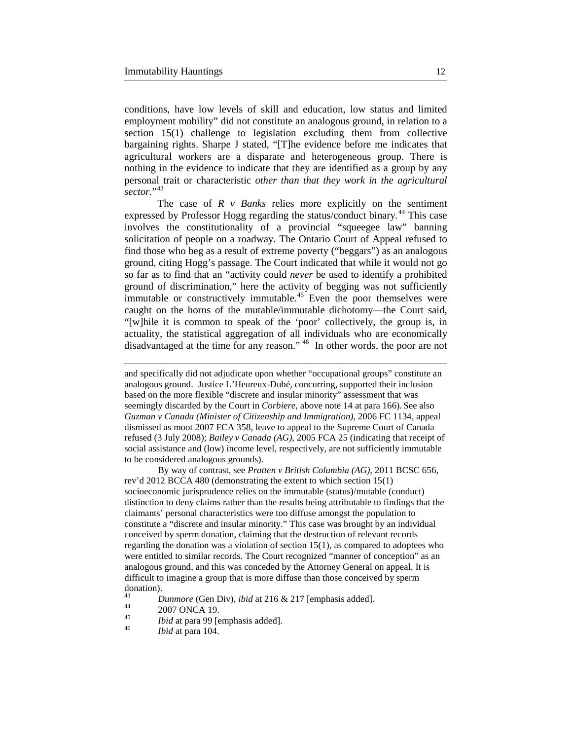conditions, have low levels of skill and education, low status and limited employment mobility" did not constitute an analogous ground, in relation to a section 15(1) challenge to legislation excluding them from collective bargaining rights. Sharpe J stated, "[T]he evidence before me indicates that agricultural workers are a disparate and heterogeneous group. There is nothing in the evidence to indicate that they are identified as a group by any personal trait or characteristic *other than that they work in the agricultural sector*."[43]

The case of *R v Banks* relies more explicitly on the sentiment expressed by Professor Hogg regarding the status/conduct binary.[44] This case involves the constitutionality of a provincial "squeegee law" banning solicitation of people on a roadway. The Ontario Court of Appeal refused to find those who beg as a result of extreme poverty ("beggars") as an analogous ground, citing Hogg's passage. The Court indicated that while it would not go so far as to find that an "activity could *never* be used to identify a prohibited ground of discrimination," here the activity of begging was not sufficiently immutable or constructively immutable.[45] Even the poor themselves were caught on the horns of the mutable/immutable dichotomy—the Court said, "[w]hile it is common to speak of the 'poor' collectively, the group is, in actuality, the statistical aggregation of all individuals who are economically disadvantaged at the time for any reason." [46] In other words, the poor are not

---

and specifically did not adjudicate upon whether "occupational groups" constitute an analogous ground. Justice L'Heureux-Dubé, concurring, supported their inclusion based on the more flexible "discrete and insular minority" assessment that was seemingly discarded by the Court in *Corbiere*, above note 14 at para 166). See also *Guzman v Canada (Minister of Citizenship and Immigration),* 2006 FC 1134, appeal dismissed as moot 2007 FCA 358, leave to appeal to the Supreme Court of Canada refused (3 July 2008); *Bailey v Canada (AG),* 2005 FCA 25 (indicating that receipt of social assistance and (low) income level, respectively, are not sufficiently immutable to be considered analogous grounds).

By way of contrast, see *Pratten v British Columbia (AG),* 2011 BCSC 656, rev'd 2012 BCCA 480 (demonstrating the extent to which section 15(1) socioeconomic jurisprudence relies on the immutable (status)/mutable (conduct) distinction to deny claims rather than the results being attributable to findings that the claimants' personal characteristics were too diffuse amongst the population to constitute a "discrete and insular minority." This case was brought by an individual conceived by sperm donation, claiming that the destruction of relevant records regarding the donation was a violation of section 15(1), as compared to adoptees who were entitled to similar records. The Court recognized "manner of conception" as an analogous ground, and this was conceded by the Attorney General on appeal. It is difficult to imagine a group that is more diffuse than those conceived by sperm donation).

[43] *Dunmore* (Gen Div), *ibid* at 216 & 217 [emphasis added].

[44] 2007 ONCA 19.

[45] *Ibid* at para 99 [emphasis added].

[46] *Ibid* at para 104.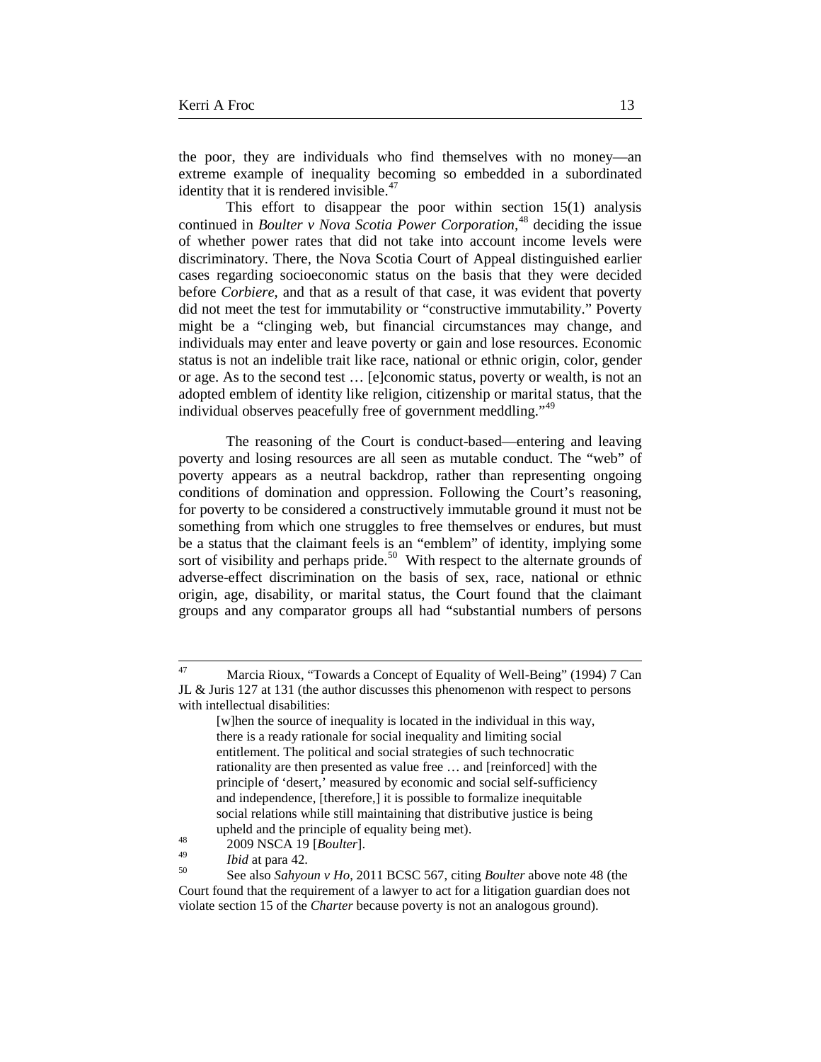the poor, they are individuals who find themselves with no money—an extreme example of inequality becoming so embedded in a subordinated identity that it is rendered invisible.[47]

This effort to disappear the poor within section 15(1) analysis continued in *Boulter v Nova Scotia Power Corporation*,[48] deciding the issue of whether power rates that did not take into account income levels were discriminatory. There, the Nova Scotia Court of Appeal distinguished earlier cases regarding socioeconomic status on the basis that they were decided before *Corbiere*, and that as a result of that case, it was evident that poverty did not meet the test for immutability or "constructive immutability." Poverty might be a "clinging web, but financial circumstances may change, and individuals may enter and leave poverty or gain and lose resources. Economic status is not an indelible trait like race, national or ethnic origin, color, gender or age. As to the second test … [e]conomic status, poverty or wealth, is not an adopted emblem of identity like religion, citizenship or marital status, that the individual observes peacefully free of government meddling."[49]

The reasoning of the Court is conduct-based—entering and leaving poverty and losing resources are all seen as mutable conduct. The "web" of poverty appears as a neutral backdrop, rather than representing ongoing conditions of domination and oppression. Following the Court's reasoning, for poverty to be considered a constructively immutable ground it must not be something from which one struggles to free themselves or endures, but must be a status that the claimant feels is an "emblem" of identity, implying some sort of visibility and perhaps pride.[50] With respect to the alternate grounds of adverse-effect discrimination on the basis of sex, race, national or ethnic origin, age, disability, or marital status, the Court found that the claimant groups and any comparator groups all had "substantial numbers of persons

---

[47] Marcia Rioux, "Towards a Concept of Equality of Well-Being" (1994) 7 Can JL & Juris 127 at 131 (the author discusses this phenomenon with respect to persons with intellectual disabilities:

> [w]hen the source of inequality is located in the individual in this way, there is a ready rationale for social inequality and limiting social entitlement. The political and social strategies of such technocratic rationality are then presented as value free … and [reinforced] with the principle of 'desert,' measured by economic and social self-sufficiency and independence, [therefore,] it is possible to formalize inequitable social relations while still maintaining that distributive justice is being upheld and the principle of equality being met).

[48] 2009 NSCA 19 [*Boulter*].

[49] *Ibid* at para 42.

[50] See also *Sahyoun v Ho*, 2011 BCSC 567, citing *Boulter* above note 48 (the Court found that the requirement of a lawyer to act for a litigation guardian does not violate section 15 of the *Charter* because poverty is not an analogous ground).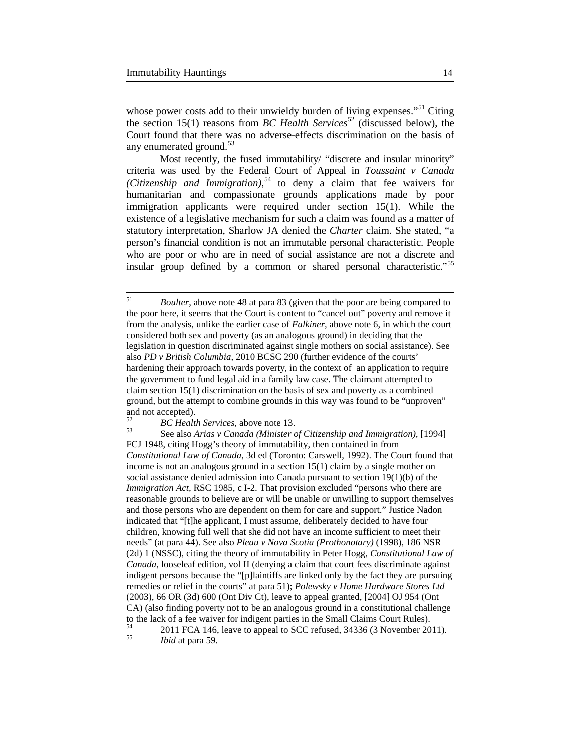whose power costs add to their unwieldy burden of living expenses."[51] Citing the section 15(1) reasons from *BC Health Services*[52] (discussed below), the Court found that there was no adverse-effects discrimination on the basis of any enumerated ground.[53]

Most recently, the fused immutability/ "discrete and insular minority" criteria was used by the Federal Court of Appeal in *Toussaint v Canada (Citizenship and Immigration)*,[54] to deny a claim that fee waivers for humanitarian and compassionate grounds applications made by poor immigration applicants were required under section 15(1). While the existence of a legislative mechanism for such a claim was found as a matter of statutory interpretation, Sharlow JA denied the *Charter* claim. She stated, "a person's financial condition is not an immutable personal characteristic. People who are poor or who are in need of social assistance are not a discrete and insular group defined by a common or shared personal characteristic."[55]

---

[51] *Boulter*, above note 48 at para 83 (given that the poor are being compared to the poor here, it seems that the Court is content to "cancel out" poverty and remove it from the analysis, unlike the earlier case of *Falkiner*, above note 6, in which the court considered both sex and poverty (as an analogous ground) in deciding that the legislation in question discriminated against single mothers on social assistance). See also *PD v British Columbia*, 2010 BCSC 290 (further evidence of the courts' hardening their approach towards poverty, in the context of an application to require the government to fund legal aid in a family law case. The claimant attempted to claim section 15(1) discrimination on the basis of sex and poverty as a combined ground, but the attempt to combine grounds in this way was found to be "unproven" and not accepted).

[52] *BC Health Services*, above note 13.

[53] See also *Arias v Canada (Minister of Citizenship and Immigration)*, [1994] FCJ 1948, citing Hogg's theory of immutability, then contained in from *Constitutional Law of Canada*, 3d ed (Toronto: Carswell, 1992). The Court found that income is not an analogous ground in a section 15(1) claim by a single mother on social assistance denied admission into Canada pursuant to section 19(1)(b) of the *Immigration Act*, RSC 1985, c I-2. That provision excluded "persons who there are reasonable grounds to believe are or will be unable or unwilling to support themselves and those persons who are dependent on them for care and support." Justice Nadon indicated that "[t]he applicant, I must assume, deliberately decided to have four children, knowing full well that she did not have an income sufficient to meet their needs" (at para 44). See also *Pleau v Nova Scotia (Prothonotary)* (1998), 186 NSR (2d) 1 (NSSC), citing the theory of immutability in Peter Hogg, *Constitutional Law of Canada*, looseleaf edition, vol II (denying a claim that court fees discriminate against indigent persons because the "[p]laintiffs are linked only by the fact they are pursuing remedies or relief in the courts" at para 51); *Polewsky v Home Hardware Stores Ltd* (2003), 66 OR (3d) 600 (Ont Div Ct), leave to appeal granted, [2004] OJ 954 (Ont CA) (also finding poverty not to be an analogous ground in a constitutional challenge to the lack of a fee waiver for indigent parties in the Small Claims Court Rules).

[54] 2011 FCA 146, leave to appeal to SCC refused, 34336 (3 November 2011).

[55] *Ibid* at para 59.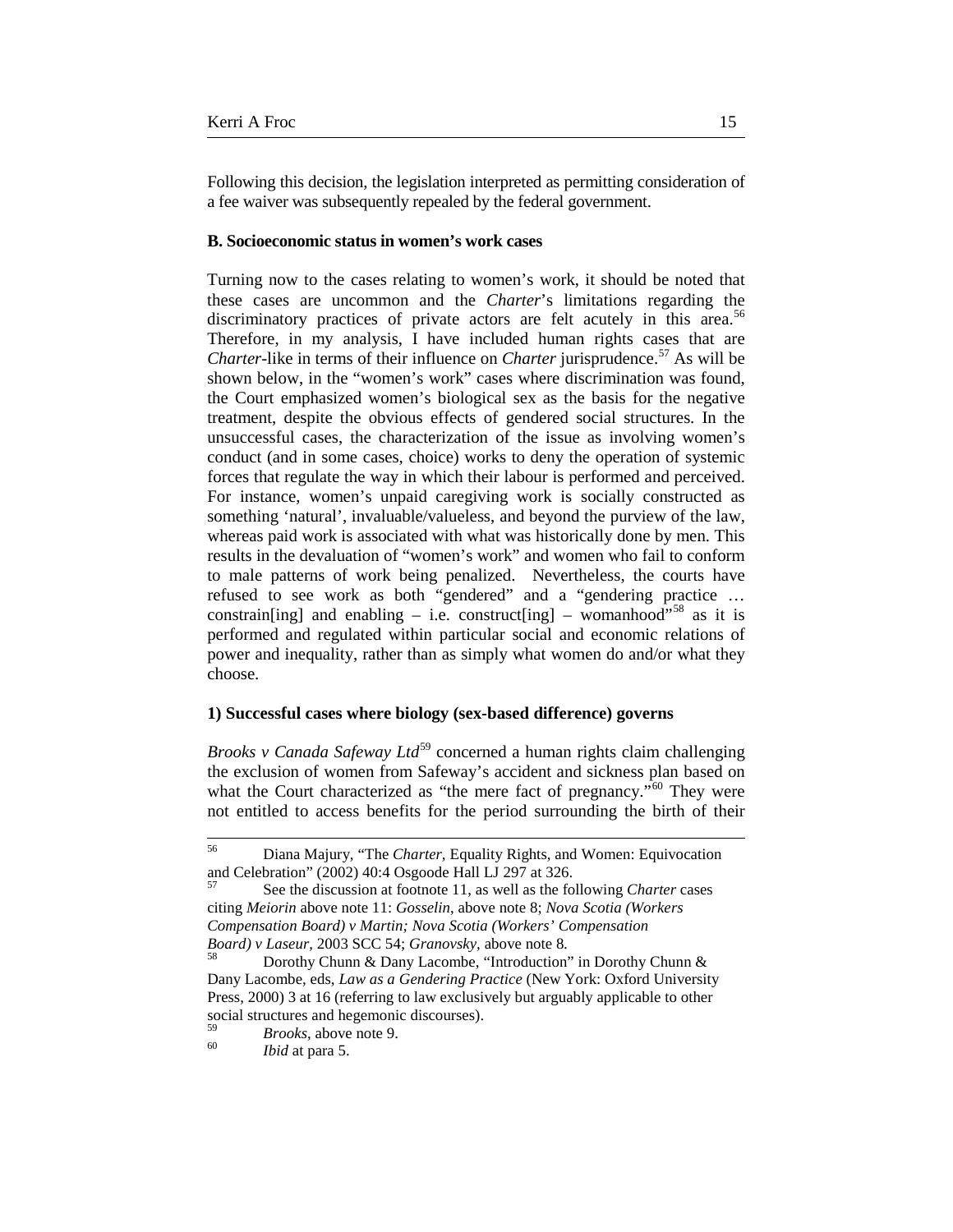Following this decision, the legislation interpreted as permitting consideration of a fee waiver was subsequently repealed by the federal government.

### B. Socioeconomic status in women's work cases

Turning now to the cases relating to women's work, it should be noted that these cases are uncommon and the *Charter*'s limitations regarding the discriminatory practices of private actors are felt acutely in this area.[56] Therefore, in my analysis, I have included human rights cases that are *Charter*-like in terms of their influence on *Charter* jurisprudence.[57] As will be shown below, in the "women's work" cases where discrimination was found, the Court emphasized women's biological sex as the basis for the negative treatment, despite the obvious effects of gendered social structures. In the unsuccessful cases, the characterization of the issue as involving women's conduct (and in some cases, choice) works to deny the operation of systemic forces that regulate the way in which their labour is performed and perceived. For instance, women's unpaid caregiving work is socially constructed as something 'natural', invaluable/valueless, and beyond the purview of the law, whereas paid work is associated with what was historically done by men. This results in the devaluation of "women's work" and women who fail to conform to male patterns of work being penalized. Nevertheless, the courts have refused to see work as both "gendered" and a "gendering practice … constrain[ing] and enabling – i.e. construct[ing] – womanhood"[58] as it is performed and regulated within particular social and economic relations of power and inequality, rather than as simply what women do and/or what they choose.

#### 1) Successful cases where biology (sex-based difference) governs

*Brooks v Canada Safeway Ltd*[59] concerned a human rights claim challenging the exclusion of women from Safeway's accident and sickness plan based on what the Court characterized as "the mere fact of pregnancy."[60] They were not entitled to access benefits for the period surrounding the birth of their

---

[56] Diana Majury, "The *Charter*, Equality Rights, and Women: Equivocation and Celebration" (2002) 40:4 Osgoode Hall LJ 297 at 326.

[57] See the discussion at footnote 11, as well as the following *Charter* cases citing *Meiorin* above note 11: *Gosselin*, above note 8; *Nova Scotia (Workers Compensation Board) v Martin; Nova Scotia (Workers' Compensation Board) v Laseur*, 2003 SCC 54; *Granovsky*, above note 8.

[58] Dorothy Chunn & Dany Lacombe, "Introduction" in Dorothy Chunn & Dany Lacombe, eds, *Law as a Gendering Practice* (New York: Oxford University Press, 2000) 3 at 16 (referring to law exclusively but arguably applicable to other social structures and hegemonic discourses).

[59] *Brooks*, above note 9.

[60] *Ibid* at para 5.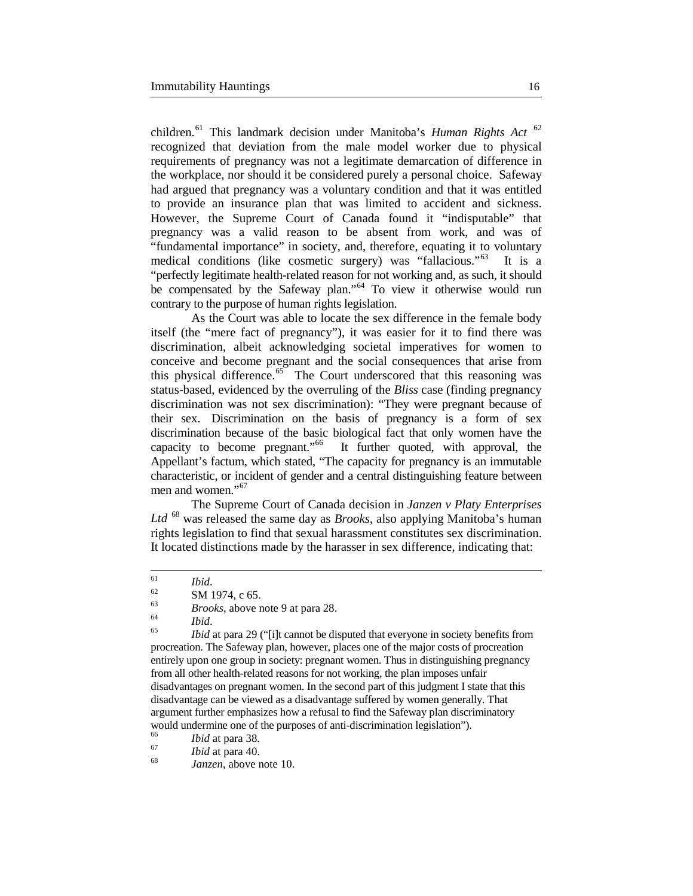children.[61] This landmark decision under Manitoba's *Human Rights Act* [62] recognized that deviation from the male model worker due to physical requirements of pregnancy was not a legitimate demarcation of difference in the workplace, nor should it be considered purely a personal choice. Safeway had argued that pregnancy was a voluntary condition and that it was entitled to provide an insurance plan that was limited to accident and sickness. However, the Supreme Court of Canada found it "indisputable" that pregnancy was a valid reason to be absent from work, and was of "fundamental importance" in society, and, therefore, equating it to voluntary medical conditions (like cosmetic surgery) was "fallacious."[63] It is a "perfectly legitimate health-related reason for not working and, as such, it should be compensated by the Safeway plan."[64] To view it otherwise would run contrary to the purpose of human rights legislation.

As the Court was able to locate the sex difference in the female body itself (the "mere fact of pregnancy"), it was easier for it to find there was discrimination, albeit acknowledging societal imperatives for women to conceive and become pregnant and the social consequences that arise from this physical difference.[65] The Court underscored that this reasoning was status-based, evidenced by the overruling of the *Bliss* case (finding pregnancy discrimination was not sex discrimination): "They were pregnant because of their sex. Discrimination on the basis of pregnancy is a form of sex discrimination because of the basic biological fact that only women have the capacity to become pregnant."[66] It further quoted, with approval, the Appellant's factum, which stated, "The capacity for pregnancy is an immutable characteristic, or incident of gender and a central distinguishing feature between men and women."[67]

The Supreme Court of Canada decision in *Janzen v Platy Enterprises Ltd* [68] was released the same day as *Brooks*, also applying Manitoba's human rights legislation to find that sexual harassment constitutes sex discrimination. It located distinctions made by the harasser in sex difference, indicating that:

---

[61] *Ibid*.

[62] SM 1974, c 65.

[63] *Brooks*, above note 9 at para 28.

[64] *Ibid*.

[65] *Ibid* at para 29 ("[i]t cannot be disputed that everyone in society benefits from procreation. The Safeway plan, however, places one of the major costs of procreation entirely upon one group in society: pregnant women. Thus in distinguishing pregnancy from all other health-related reasons for not working, the plan imposes unfair disadvantages on pregnant women. In the second part of this judgment I state that this disadvantage can be viewed as a disadvantage suffered by women generally. That argument further emphasizes how a refusal to find the Safeway plan discriminatory would undermine one of the purposes of anti-discrimination legislation").

[66] *Ibid* at para 38.

[67] *Ibid* at para 40.

[68] *Janzen*, above note 10.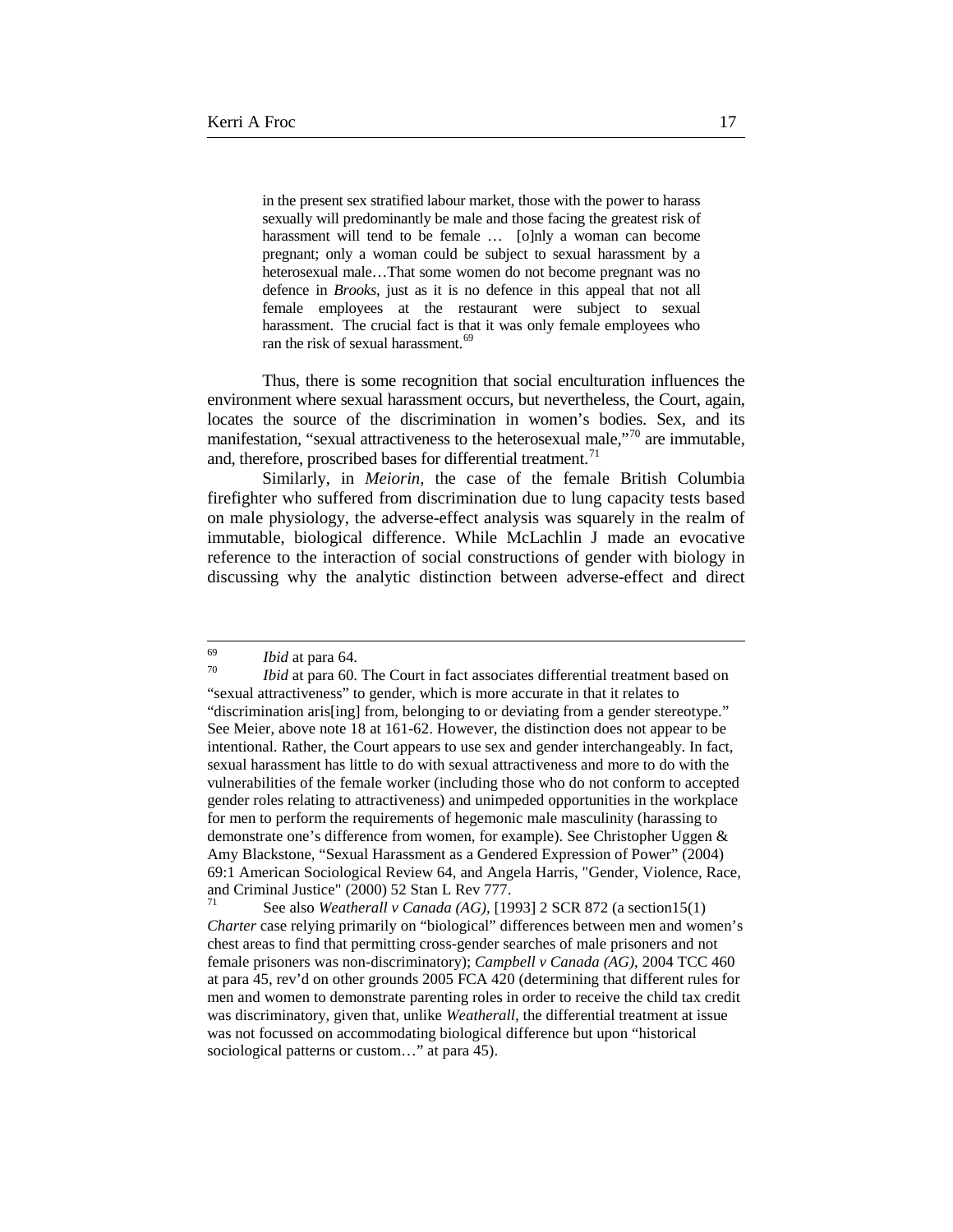> in the present sex stratified labour market, those with the power to harass sexually will predominantly be male and those facing the greatest risk of harassment will tend to be female … [o]nly a woman can become pregnant; only a woman could be subject to sexual harassment by a heterosexual male…That some women do not become pregnant was no defence in *Brooks*, just as it is no defence in this appeal that not all female employees at the restaurant were subject to sexual harassment. The crucial fact is that it was only female employees who ran the risk of sexual harassment.[69]

Thus, there is some recognition that social enculturation influences the environment where sexual harassment occurs, but nevertheless, the Court, again, locates the source of the discrimination in women's bodies. Sex, and its manifestation, "sexual attractiveness to the heterosexual male,"[70] are immutable, and, therefore, proscribed bases for differential treatment.[71]

Similarly, in *Meiorin*, the case of the female British Columbia firefighter who suffered from discrimination due to lung capacity tests based on male physiology, the adverse-effect analysis was squarely in the realm of immutable, biological difference. While McLachlin J made an evocative reference to the interaction of social constructions of gender with biology in discussing why the analytic distinction between adverse-effect and direct

---

[69] *Ibid* at para 64.

[70] *Ibid* at para 60. The Court in fact associates differential treatment based on "sexual attractiveness" to gender, which is more accurate in that it relates to "discrimination aris[ing] from, belonging to or deviating from a gender stereotype." See Meier, above note 18 at 161-62. However, the distinction does not appear to be intentional. Rather, the Court appears to use sex and gender interchangeably. In fact, sexual harassment has little to do with sexual attractiveness and more to do with the vulnerabilities of the female worker (including those who do not conform to accepted gender roles relating to attractiveness) and unimpeded opportunities in the workplace for men to perform the requirements of hegemonic male masculinity (harassing to demonstrate one's difference from women, for example). See Christopher Uggen & Amy Blackstone, "Sexual Harassment as a Gendered Expression of Power" (2004) 69:1 American Sociological Review 64, and Angela Harris, "Gender, Violence, Race, and Criminal Justice" (2000) 52 Stan L Rev 777.

[71] See also *Weatherall v Canada (AG)*, [1993] 2 SCR 872 (a section15(1) *Charter* case relying primarily on "biological" differences between men and women's chest areas to find that permitting cross-gender searches of male prisoners and not female prisoners was non-discriminatory); *Campbell v Canada (AG)*, 2004 TCC 460 at para 45, rev'd on other grounds 2005 FCA 420 (determining that different rules for men and women to demonstrate parenting roles in order to receive the child tax credit was discriminatory, given that, unlike *Weatherall*, the differential treatment at issue was not focussed on accommodating biological difference but upon "historical sociological patterns or custom…" at para 45).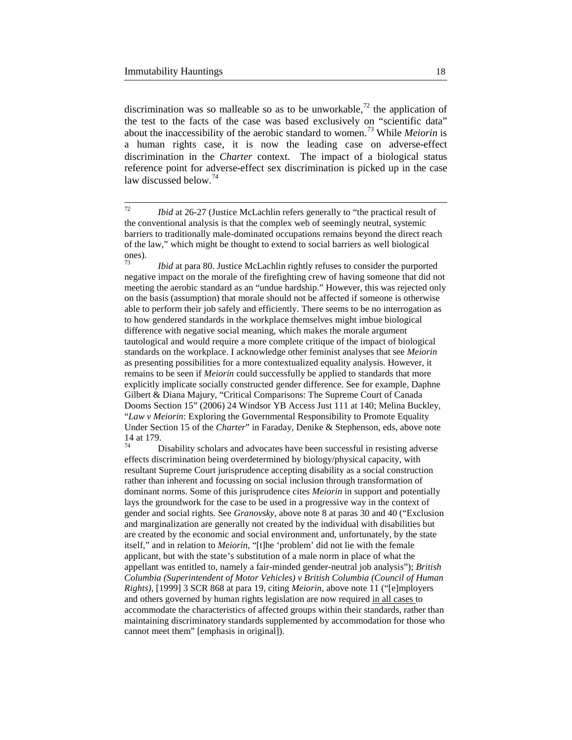discrimination was so malleable so as to be unworkable,[72] the application of the test to the facts of the case was based exclusively on "scientific data" about the inaccessibility of the aerobic standard to women.[73] While *Meiorin* is a human rights case, it is now the leading case on adverse-effect discrimination in the *Charter* context. The impact of a biological status reference point for adverse-effect sex discrimination is picked up in the case law discussed below.[74]

---

[72] *Ibid* at 26-27 (Justice McLachlin refers generally to "the practical result of the conventional analysis is that the complex web of seemingly neutral, systemic barriers to traditionally male-dominated occupations remains beyond the direct reach of the law," which might be thought to extend to social barriers as well biological ones).

[73] *Ibid* at para 80. Justice McLachlin rightly refuses to consider the purported negative impact on the morale of the firefighting crew of having someone that did not meeting the aerobic standard as an "undue hardship." However, this was rejected only on the basis (assumption) that morale should not be affected if someone is otherwise able to perform their job safely and efficiently. There seems to be no interrogation as to how gendered standards in the workplace themselves might imbue biological difference with negative social meaning, which makes the morale argument tautological and would require a more complete critique of the impact of biological standards on the workplace. I acknowledge other feminist analyses that see *Meiorin* as presenting possibilities for a more contextualized equality analysis. However, it remains to be seen if *Meiorin* could successfully be applied to standards that more explicitly implicate socially constructed gender difference. See for example, Daphne Gilbert & Diana Majury, "Critical Comparisons: The Supreme Court of Canada Dooms Section 15" (2006) 24 Windsor YB Access Just 111 at 140; Melina Buckley, "*Law v Meiorin*: Exploring the Governmental Responsibility to Promote Equality Under Section 15 of the *Charter*" in Faraday, Denike & Stephenson, eds, above note 14 at 179.

[74] Disability scholars and advocates have been successful in resisting adverse effects discrimination being overdetermined by biology/physical capacity, with resultant Supreme Court jurisprudence accepting disability as a social construction rather than inherent and focussing on social inclusion through transformation of dominant norms. Some of this jurisprudence cites *Meiorin* in support and potentially lays the groundwork for the case to be used in a progressive way in the context of gender and social rights. See *Granovsky*, above note 8 at paras 30 and 40 ("Exclusion and marginalization are generally not created by the individual with disabilities but are created by the economic and social environment and, unfortunately, by the state itself," and in relation to *Meiorin*, "[t]he 'problem' did not lie with the female applicant, but with the state's substitution of a male norm in place of what the appellant was entitled to, namely a fair-minded gender-neutral job analysis"); *British Columbia (Superintendent of Motor Vehicles) v British Columbia (Council of Human Rights)*, [1999] 3 SCR 868 at para 19, citing *Meiorin*, above note 11 ("[e]mployers and others governed by human rights legislation are now required <u>in all cases</u> to accommodate the characteristics of affected groups within their standards, rather than maintaining discriminatory standards supplemented by accommodation for those who cannot meet them" [emphasis in original]).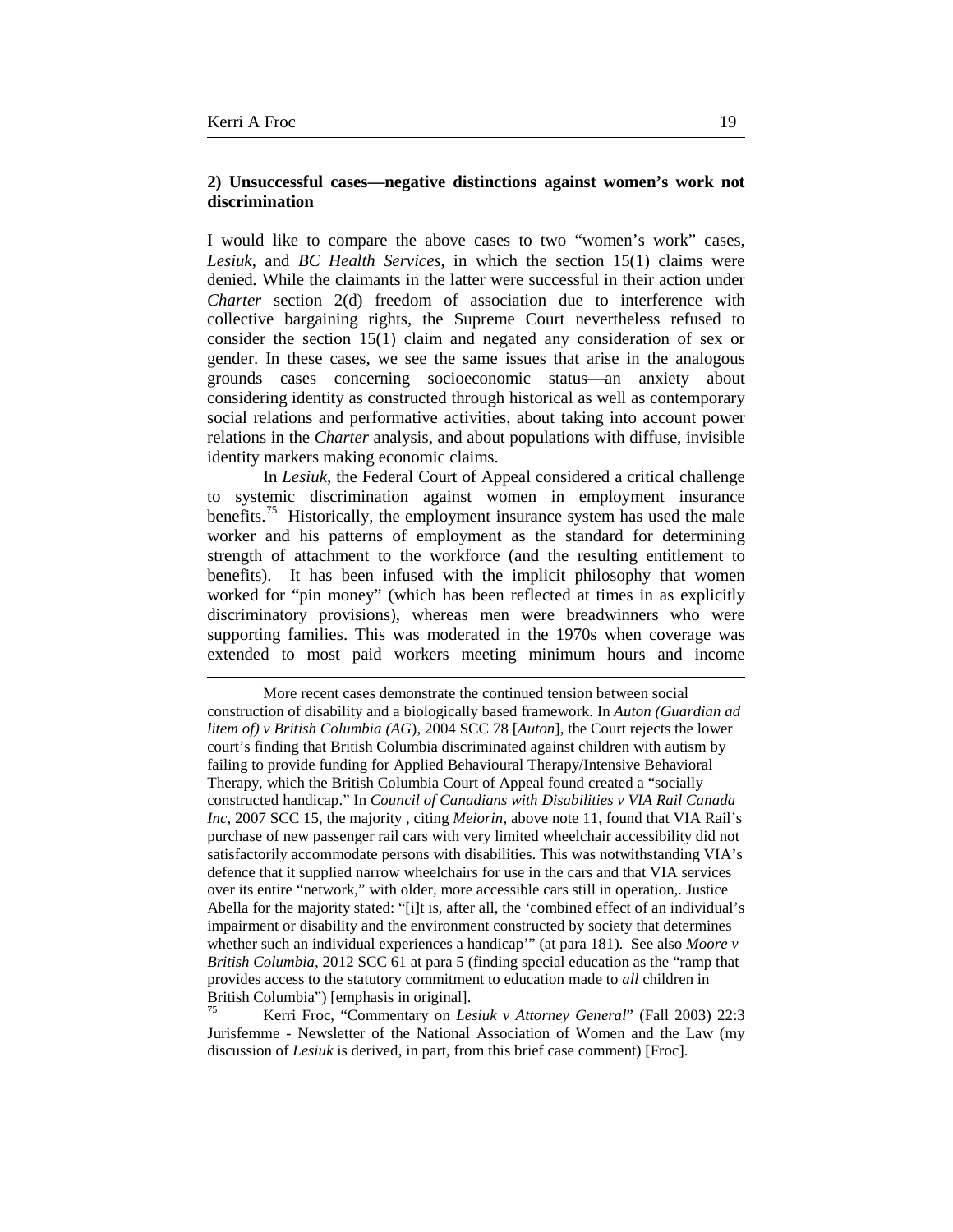### 2) Unsuccessful cases—negative distinctions against women's work not discrimination

I would like to compare the above cases to two "women's work" cases, *Lesiuk,* and *BC Health Services,* in which the section 15(1) claims were denied*.* While the claimants in the latter were successful in their action under *Charter* section 2(d) freedom of association due to interference with collective bargaining rights, the Supreme Court nevertheless refused to consider the section 15(1) claim and negated any consideration of sex or gender. In these cases, we see the same issues that arise in the analogous grounds cases concerning socioeconomic status—an anxiety about considering identity as constructed through historical as well as contemporary social relations and performative activities, about taking into account power relations in the *Charter* analysis, and about populations with diffuse, invisible identity markers making economic claims.

In *Lesiuk,* the Federal Court of Appeal considered a critical challenge to systemic discrimination against women in employment insurance benefits.[75] Historically, the employment insurance system has used the male worker and his patterns of employment as the standard for determining strength of attachment to the workforce (and the resulting entitlement to benefits). It has been infused with the implicit philosophy that women worked for "pin money" (which has been reflected at times in as explicitly discriminatory provisions), whereas men were breadwinners who were supporting families. This was moderated in the 1970s when coverage was extended to most paid workers meeting minimum hours and income

---

More recent cases demonstrate the continued tension between social construction of disability and a biologically based framework. In *Auton (Guardian ad litem of) v British Columbia (AG*), 2004 SCC 78 [*Auton*], the Court rejects the lower court's finding that British Columbia discriminated against children with autism by failing to provide funding for Applied Behavioural Therapy/Intensive Behavioral Therapy, which the British Columbia Court of Appeal found created a "socially constructed handicap." In *Council of Canadians with Disabilities v VIA Rail Canada Inc,* 2007 SCC 15, the majority , citing *Meiorin,* above note 11, found that VIA Rail's purchase of new passenger rail cars with very limited wheelchair accessibility did not satisfactorily accommodate persons with disabilities. This was notwithstanding VIA's defence that it supplied narrow wheelchairs for use in the cars and that VIA services over its entire "network," with older, more accessible cars still in operation,. Justice Abella for the majority stated: "[i]t is, after all, the 'combined effect of an individual's impairment or disability and the environment constructed by society that determines whether such an individual experiences a handicap'" (at para 181). See also *Moore v British Columbia,* 2012 SCC 61 at para 5 (finding special education as the "ramp that provides access to the statutory commitment to education made to *all* children in British Columbia") [emphasis in original].

[75] Kerri Froc, "Commentary on *Lesiuk v Attorney General*" (Fall 2003) 22:3 Jurisfemme - Newsletter of the National Association of Women and the Law (my discussion of *Lesiuk* is derived, in part, from this brief case comment) [Froc].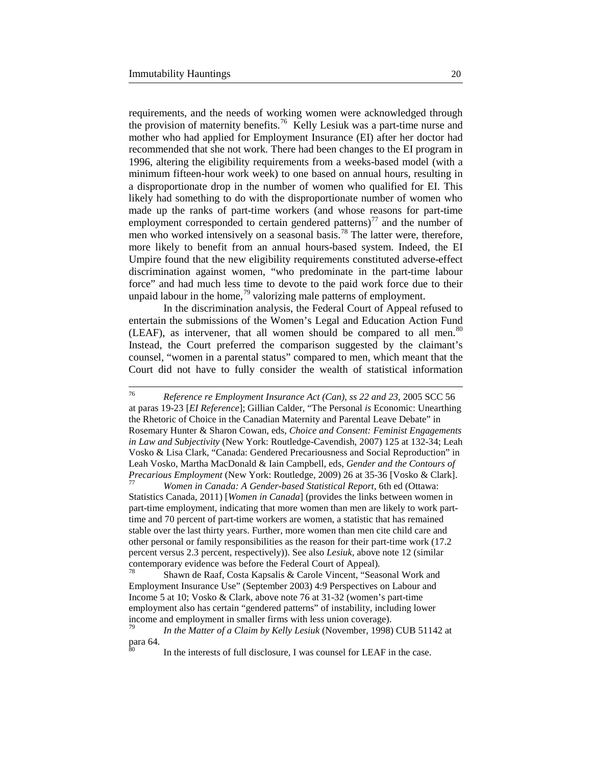requirements, and the needs of working women were acknowledged through the provision of maternity benefits.[76] Kelly Lesiuk was a part-time nurse and mother who had applied for Employment Insurance (EI) after her doctor had recommended that she not work. There had been changes to the EI program in 1996, altering the eligibility requirements from a weeks-based model (with a minimum fifteen-hour work week) to one based on annual hours, resulting in a disproportionate drop in the number of women who qualified for EI. This likely had something to do with the disproportionate number of women who made up the ranks of part-time workers (and whose reasons for part-time employment corresponded to certain gendered patterns)[77] and the number of men who worked intensively on a seasonal basis.[78] The latter were, therefore, more likely to benefit from an annual hours-based system. Indeed, the EI Umpire found that the new eligibility requirements constituted adverse-effect discrimination against women, "who predominate in the part-time labour force" and had much less time to devote to the paid work force due to their unpaid labour in the home,[79] valorizing male patterns of employment.

In the discrimination analysis, the Federal Court of Appeal refused to entertain the submissions of the Women's Legal and Education Action Fund (LEAF), as intervener, that all women should be compared to all men.[80] Instead, the Court preferred the comparison suggested by the claimant's counsel, "women in a parental status" compared to men, which meant that the Court did not have to fully consider the wealth of statistical information

---

[76] *Reference re Employment Insurance Act (Can), ss 22 and 23*, 2005 SCC 56 at paras 19-23 [*EI Reference*]; Gillian Calder, "The Personal *is* Economic: Unearthing the Rhetoric of Choice in the Canadian Maternity and Parental Leave Debate" in Rosemary Hunter & Sharon Cowan, eds, *Choice and Consent: Feminist Engagements in Law and Subjectivity* (New York: Routledge-Cavendish, 2007) 125 at 132-34; Leah Vosko & Lisa Clark, "Canada: Gendered Precariousness and Social Reproduction" in Leah Vosko, Martha MacDonald & Iain Campbell, eds, *Gender and the Contours of Precarious Employment* (New York: Routledge, 2009) 26 at 35-36 [Vosko & Clark].

[77] *Women in Canada: A Gender-based Statistical Report*, 6th ed (Ottawa: Statistics Canada, 2011) [*Women in Canada*] (provides the links between women in part-time employment, indicating that more women than men are likely to work part-time and 70 percent of part-time workers are women, a statistic that has remained stable over the last thirty years. Further, more women than men cite child care and other personal or family responsibilities as the reason for their part-time work (17.2 percent versus 2.3 percent, respectively)). See also *Lesiuk*, above note 12 (similar contemporary evidence was before the Federal Court of Appeal).

[78] Shawn de Raaf, Costa Kapsalis & Carole Vincent, "Seasonal Work and Employment Insurance Use" (September 2003) 4:9 Perspectives on Labour and Income 5 at 10; Vosko & Clark, above note 76 at 31-32 (women's part-time employment also has certain "gendered patterns" of instability, including lower income and employment in smaller firms with less union coverage).

[79] *In the Matter of a Claim by Kelly Lesiuk* (November, 1998) CUB 51142 at para 64.

[80] In the interests of full disclosure, I was counsel for LEAF in the case.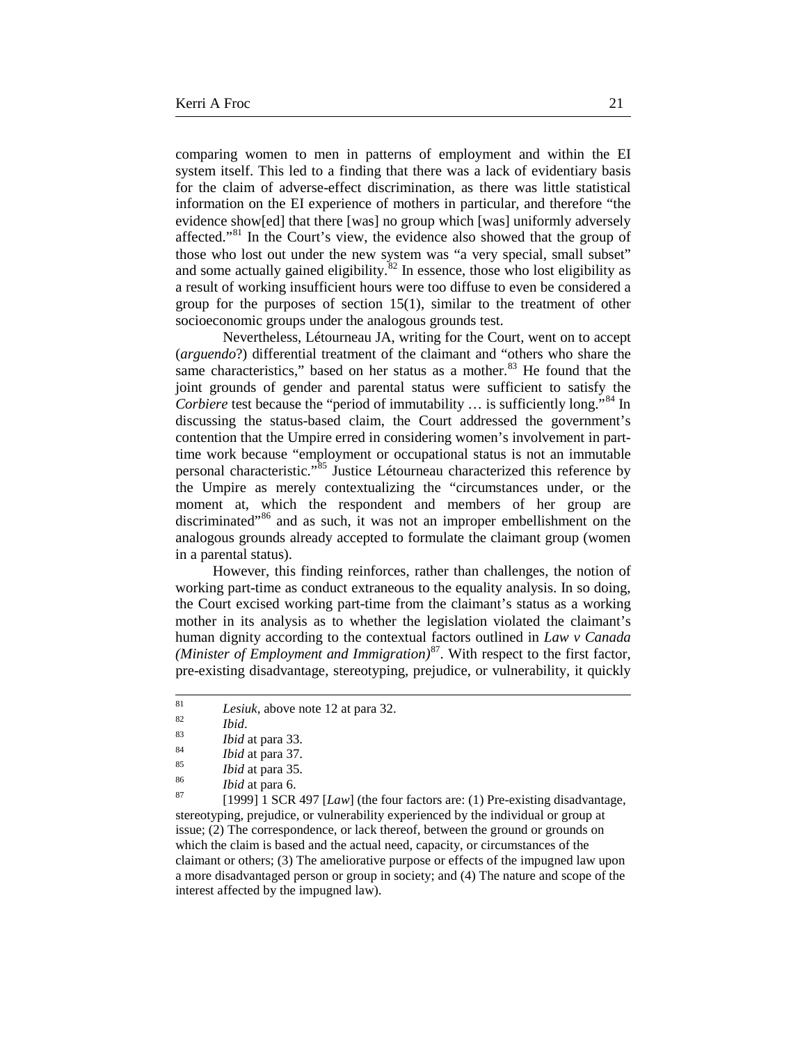comparing women to men in patterns of employment and within the EI system itself. This led to a finding that there was a lack of evidentiary basis for the claim of adverse-effect discrimination, as there was little statistical information on the EI experience of mothers in particular, and therefore "the evidence show[ed] that there [was] no group which [was] uniformly adversely affected."[81] In the Court's view, the evidence also showed that the group of those who lost out under the new system was "a very special, small subset" and some actually gained eligibility.[82] In essence, those who lost eligibility as a result of working insufficient hours were too diffuse to even be considered a group for the purposes of section 15(1), similar to the treatment of other socioeconomic groups under the analogous grounds test.

Nevertheless, Létourneau JA, writing for the Court, went on to accept (*arguendo*?) differential treatment of the claimant and "others who share the same characteristics," based on her status as a mother.[83] He found that the joint grounds of gender and parental status were sufficient to satisfy the *Corbiere* test because the "period of immutability … is sufficiently long."[84] In discussing the status-based claim, the Court addressed the government's contention that the Umpire erred in considering women's involvement in part-time work because "employment or occupational status is not an immutable personal characteristic."[85] Justice Létourneau characterized this reference by the Umpire as merely contextualizing the "circumstances under, or the moment at, which the respondent and members of her group are discriminated"[86] and as such, it was not an improper embellishment on the analogous grounds already accepted to formulate the claimant group (women in a parental status).

However, this finding reinforces, rather than challenges, the notion of working part-time as conduct extraneous to the equality analysis. In so doing, the Court excised working part-time from the claimant's status as a working mother in its analysis as to whether the legislation violated the claimant's human dignity according to the contextual factors outlined in *Law v Canada (Minister of Employment and Immigration)*[87]. With respect to the first factor, pre-existing disadvantage, stereotyping, prejudice, or vulnerability, it quickly

---

[81] *Lesiuk*, above note 12 at para 32.

[82] *Ibid*.

[83] *Ibid* at para 33.

[84] *Ibid* at para 37.

[85] *Ibid* at para 35.

[86] *Ibid* at para 6.

[87] [1999] 1 SCR 497 [*Law*] (the four factors are: (1) Pre-existing disadvantage, stereotyping, prejudice, or vulnerability experienced by the individual or group at issue; (2) The correspondence, or lack thereof, between the ground or grounds on which the claim is based and the actual need, capacity, or circumstances of the claimant or others; (3) The ameliorative purpose or effects of the impugned law upon a more disadvantaged person or group in society; and (4) The nature and scope of the interest affected by the impugned law).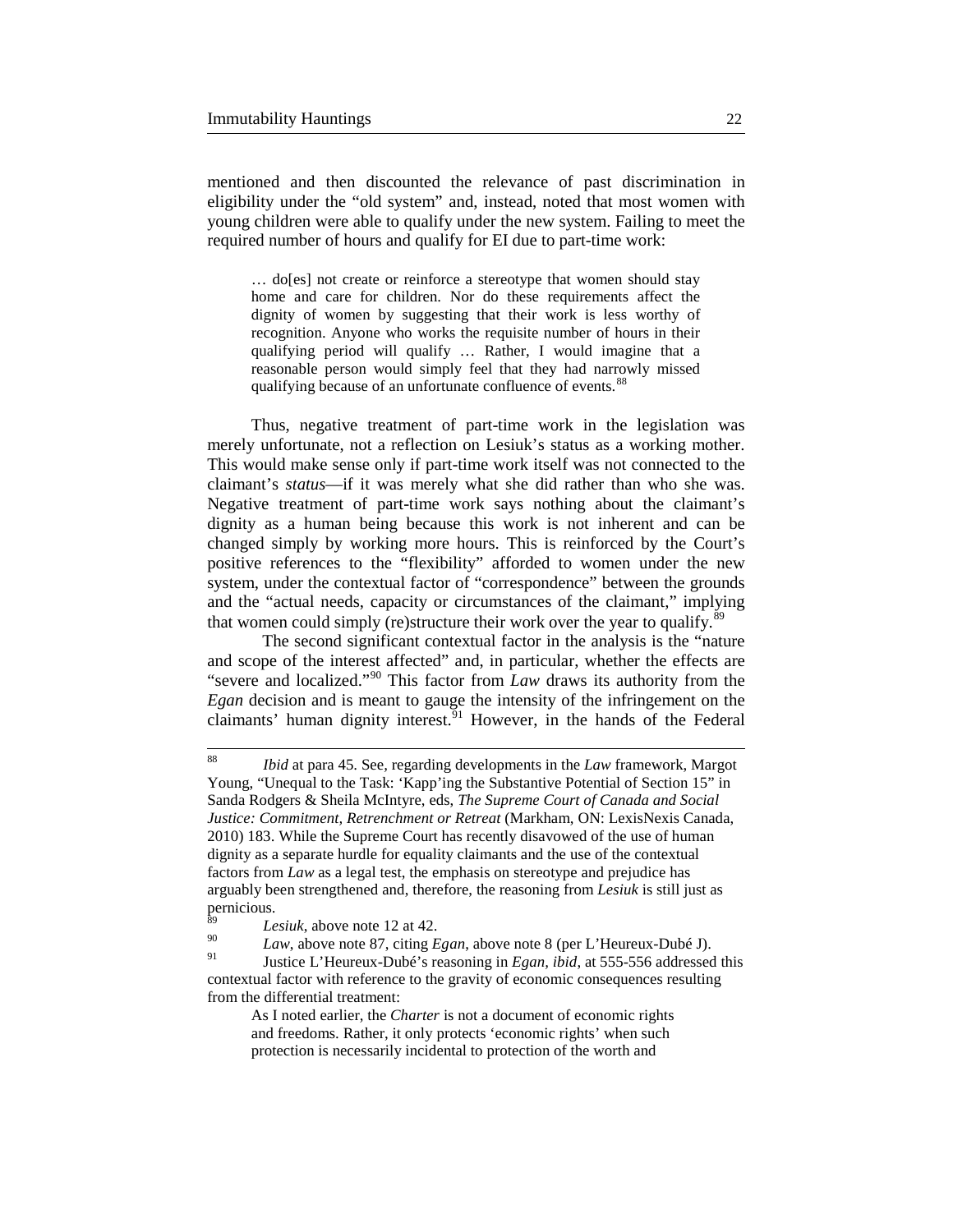mentioned and then discounted the relevance of past discrimination in eligibility under the "old system" and, instead, noted that most women with young children were able to qualify under the new system. Failing to meet the required number of hours and qualify for EI due to part-time work:

> … do[es] not create or reinforce a stereotype that women should stay home and care for children. Nor do these requirements affect the dignity of women by suggesting that their work is less worthy of recognition. Anyone who works the requisite number of hours in their qualifying period will qualify … Rather, I would imagine that a reasonable person would simply feel that they had narrowly missed qualifying because of an unfortunate confluence of events.[88]

Thus, negative treatment of part-time work in the legislation was merely unfortunate, not a reflection on Lesiuk's status as a working mother. This would make sense only if part-time work itself was not connected to the claimant's *status*—if it was merely what she did rather than who she was. Negative treatment of part-time work says nothing about the claimant's dignity as a human being because this work is not inherent and can be changed simply by working more hours. This is reinforced by the Court's positive references to the "flexibility" afforded to women under the new system, under the contextual factor of "correspondence" between the grounds and the "actual needs, capacity or circumstances of the claimant," implying that women could simply (re)structure their work over the year to qualify.[89]

The second significant contextual factor in the analysis is the "nature and scope of the interest affected" and, in particular, whether the effects are "severe and localized."[90] This factor from *Law* draws its authority from the *Egan* decision and is meant to gauge the intensity of the infringement on the claimants' human dignity interest.[91] However, in the hands of the Federal

---

[88] *Ibid* at para 45. See, regarding developments in the *Law* framework, Margot Young, "Unequal to the Task: 'Kapp'ing the Substantive Potential of Section 15" in Sanda Rodgers & Sheila McIntyre, eds, *The Supreme Court of Canada and Social Justice: Commitment, Retrenchment or Retreat* (Markham, ON: LexisNexis Canada, 2010) 183. While the Supreme Court has recently disavowed of the use of human dignity as a separate hurdle for equality claimants and the use of the contextual factors from *Law* as a legal test, the emphasis on stereotype and prejudice has arguably been strengthened and, therefore, the reasoning from *Lesiuk* is still just as pernicious.

[89] *Lesiuk*, above note 12 at 42.

[90] *Law*, above note 87, citing *Egan*, above note 8 (per L'Heureux-Dubé J).

[91] Justice L'Heureux-Dubé's reasoning in *Egan, ibid*, at 555-556 addressed this contextual factor with reference to the gravity of economic consequences resulting from the differential treatment:

> As I noted earlier, the *Charter* is not a document of economic rights and freedoms. Rather, it only protects 'economic rights' when such protection is necessarily incidental to protection of the worth and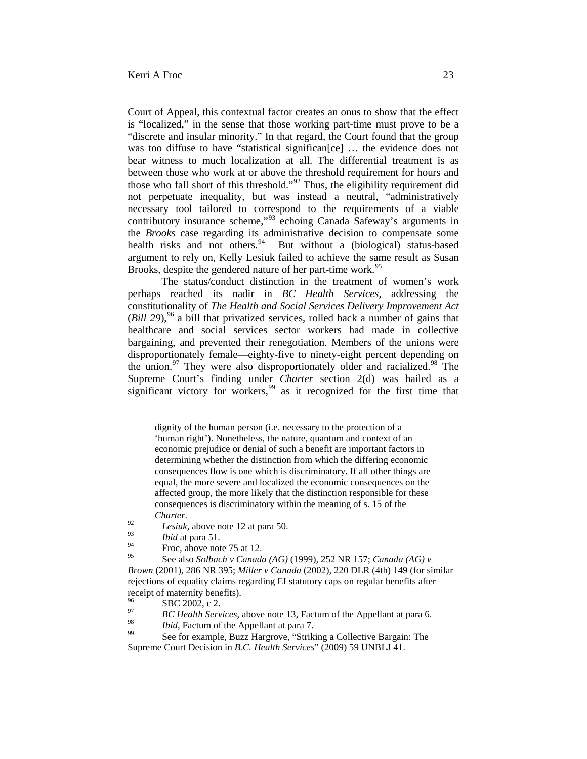Court of Appeal, this contextual factor creates an onus to show that the effect is "localized," in the sense that those working part-time must prove to be a "discrete and insular minority." In that regard, the Court found that the group was too diffuse to have "statistical significan[ce] … the evidence does not bear witness to much localization at all. The differential treatment is as between those who work at or above the threshold requirement for hours and those who fall short of this threshold."[92] Thus, the eligibility requirement did not perpetuate inequality, but was instead a neutral, "administratively necessary tool tailored to correspond to the requirements of a viable contributory insurance scheme,"[93] echoing Canada Safeway's arguments in the *Brooks* case regarding its administrative decision to compensate some health risks and not others.[94] But without a (biological) status-based argument to rely on, Kelly Lesiuk failed to achieve the same result as Susan Brooks, despite the gendered nature of her part-time work.[95]

The status/conduct distinction in the treatment of women's work perhaps reached its nadir in *BC Health Services*, addressing the constitutionality of *The Health and Social Services Delivery Improvement Act* (*Bill 29*),[96] a bill that privatized services, rolled back a number of gains that healthcare and social services sector workers had made in collective bargaining, and prevented their renegotiation. Members of the unions were disproportionately female—eighty-five to ninety-eight percent depending on the union.[97] They were also disproportionately older and racialized.[98] The Supreme Court's finding under *Charter* section 2(d) was hailed as a significant victory for workers,[99] as it recognized for the first time that

---

> dignity of the human person (i.e. necessary to the protection of a 'human right'). Nonetheless, the nature, quantum and context of an economic prejudice or denial of such a benefit are important factors in determining whether the distinction from which the differing economic consequences flow is one which is discriminatory. If all other things are equal, the more severe and localized the economic consequences on the affected group, the more likely that the distinction responsible for these consequences is discriminatory within the meaning of s. 15 of the *Charter*.

92 *Lesiuk*, above note 12 at para 50.

93 *Ibid* at para 51.

94 Froc, above note 75 at 12.

95 See also *Solbach v Canada (AG)* (1999), 252 NR 157; *Canada (AG) v Brown* (2001), 286 NR 395; *Miller v Canada* (2002), 220 DLR (4th) 149 (for similar rejections of equality claims regarding EI statutory caps on regular benefits after receipt of maternity benefits).

96 SBC 2002, c 2.

97 *BC Health Services*, above note 13, Factum of the Appellant at para 6.

98 *Ibid*, Factum of the Appellant at para 7.

99 See for example, Buzz Hargrove, "Striking a Collective Bargain: The Supreme Court Decision in *B.C. Health Services*" (2009) 59 UNBLJ 41.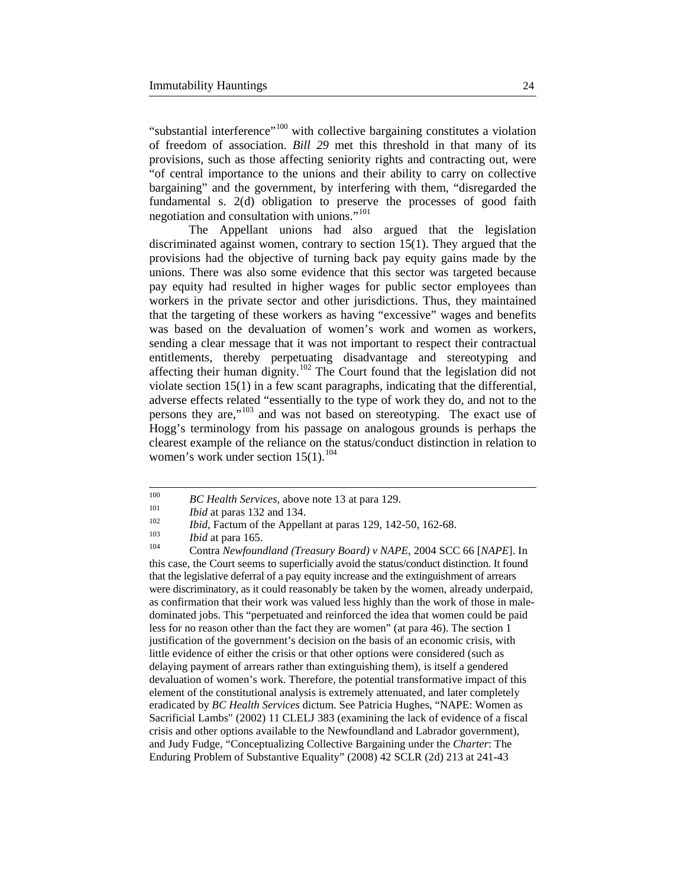"substantial interference"[100] with collective bargaining constitutes a violation of freedom of association. *Bill 29* met this threshold in that many of its provisions, such as those affecting seniority rights and contracting out, were "of central importance to the unions and their ability to carry on collective bargaining" and the government, by interfering with them, "disregarded the fundamental s. 2(d) obligation to preserve the processes of good faith negotiation and consultation with unions."[101]

The Appellant unions had also argued that the legislation discriminated against women, contrary to section 15(1). They argued that the provisions had the objective of turning back pay equity gains made by the unions. There was also some evidence that this sector was targeted because pay equity had resulted in higher wages for public sector employees than workers in the private sector and other jurisdictions. Thus, they maintained that the targeting of these workers as having "excessive" wages and benefits was based on the devaluation of women's work and women as workers, sending a clear message that it was not important to respect their contractual entitlements, thereby perpetuating disadvantage and stereotyping and affecting their human dignity.[102] The Court found that the legislation did not violate section 15(1) in a few scant paragraphs, indicating that the differential, adverse effects related "essentially to the type of work they do, and not to the persons they are,"[103] and was not based on stereotyping. The exact use of Hogg's terminology from his passage on analogous grounds is perhaps the clearest example of the reliance on the status/conduct distinction in relation to women's work under section 15(1).[104]

---

[100] *BC Health Services*, above note 13 at para 129.

[101] *Ibid* at paras 132 and 134.

[102] *Ibid*, Factum of the Appellant at paras 129, 142-50, 162-68.

[103] *Ibid* at para 165.

[104] Contra *Newfoundland (Treasury Board) v NAPE*, 2004 SCC 66 [*NAPE*]. In this case, the Court seems to superficially avoid the status/conduct distinction. It found that the legislative deferral of a pay equity increase and the extinguishment of arrears were discriminatory, as it could reasonably be taken by the women, already underpaid, as confirmation that their work was valued less highly than the work of those in male-dominated jobs. This "perpetuated and reinforced the idea that women could be paid less for no reason other than the fact they are women" (at para 46). The section 1 justification of the government's decision on the basis of an economic crisis, with little evidence of either the crisis or that other options were considered (such as delaying payment of arrears rather than extinguishing them), is itself a gendered devaluation of women's work. Therefore, the potential transformative impact of this element of the constitutional analysis is extremely attenuated, and later completely eradicated by *BC Health Services* dictum. See Patricia Hughes, "NAPE: Women as Sacrificial Lambs" (2002) 11 CLELJ 383 (examining the lack of evidence of a fiscal crisis and other options available to the Newfoundland and Labrador government), and Judy Fudge, "Conceptualizing Collective Bargaining under the *Charter*: The Enduring Problem of Substantive Equality" (2008) 42 SCLR (2d) 213 at 241-43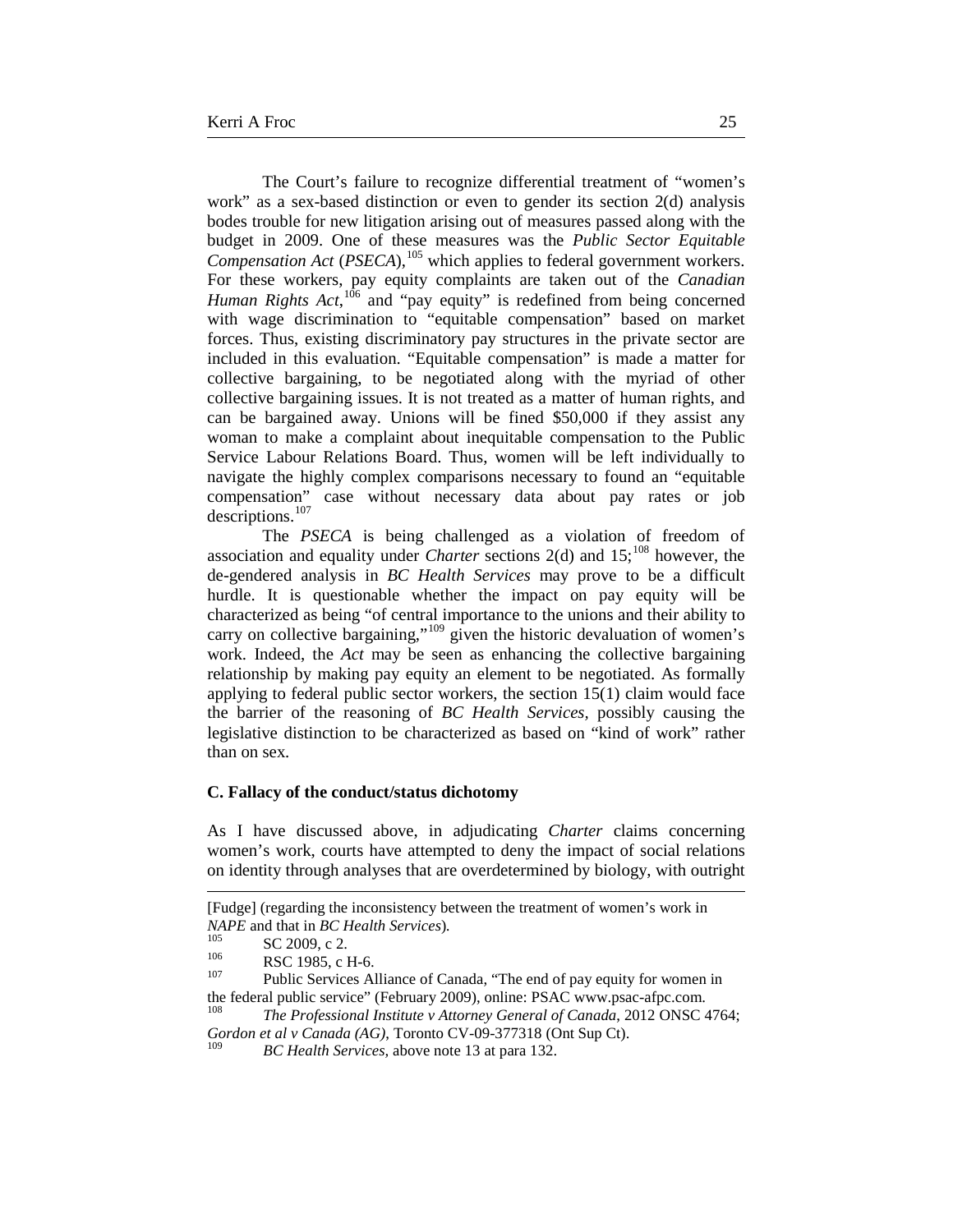The Court's failure to recognize differential treatment of "women's work" as a sex-based distinction or even to gender its section 2(d) analysis bodes trouble for new litigation arising out of measures passed along with the budget in 2009. One of these measures was the *Public Sector Equitable Compensation Act* (*PSECA*),[105] which applies to federal government workers. For these workers, pay equity complaints are taken out of the *Canadian Human Rights Act*,[106] and "pay equity" is redefined from being concerned with wage discrimination to "equitable compensation" based on market forces. Thus, existing discriminatory pay structures in the private sector are included in this evaluation. "Equitable compensation" is made a matter for collective bargaining, to be negotiated along with the myriad of other collective bargaining issues. It is not treated as a matter of human rights, and can be bargained away. Unions will be fined $50,000 if they assist any woman to make a complaint about inequitable compensation to the Public Service Labour Relations Board. Thus, women will be left individually to navigate the highly complex comparisons necessary to found an "equitable compensation" case without necessary data about pay rates or job descriptions.[107]

The *PSECA* is being challenged as a violation of freedom of association and equality under *Charter* sections 2(d) and 15;[108] however, the de-gendered analysis in *BC Health Services* may prove to be a difficult hurdle. It is questionable whether the impact on pay equity will be characterized as being "of central importance to the unions and their ability to carry on collective bargaining,"[109] given the historic devaluation of women's work. Indeed, the *Act* may be seen as enhancing the collective bargaining relationship by making pay equity an element to be negotiated. As formally applying to federal public sector workers, the section 15(1) claim would face the barrier of the reasoning of *BC Health Services*, possibly causing the legislative distinction to be characterized as based on "kind of work" rather than on sex.

### C. Fallacy of the conduct/status dichotomy

As I have discussed above, in adjudicating *Charter* claims concerning women's work, courts have attempted to deny the impact of social relations on identity through analyses that are overdetermined by biology, with outright

---

[Fudge] (regarding the inconsistency between the treatment of women's work in *NAPE* and that in *BC Health Services*).

[105] SC 2009, c 2.

[106] RSC 1985, c H-6.

[107] Public Services Alliance of Canada, "The end of pay equity for women in the federal public service" (February 2009), online: PSAC www.psac-afpc.com.

[108] *The Professional Institute v Attorney General of Canada*, 2012 ONSC 4764; *Gordon et al v Canada (AG)*, Toronto CV-09-377318 (Ont Sup Ct).

[109] *BC Health Services*, above note 13 at para 132.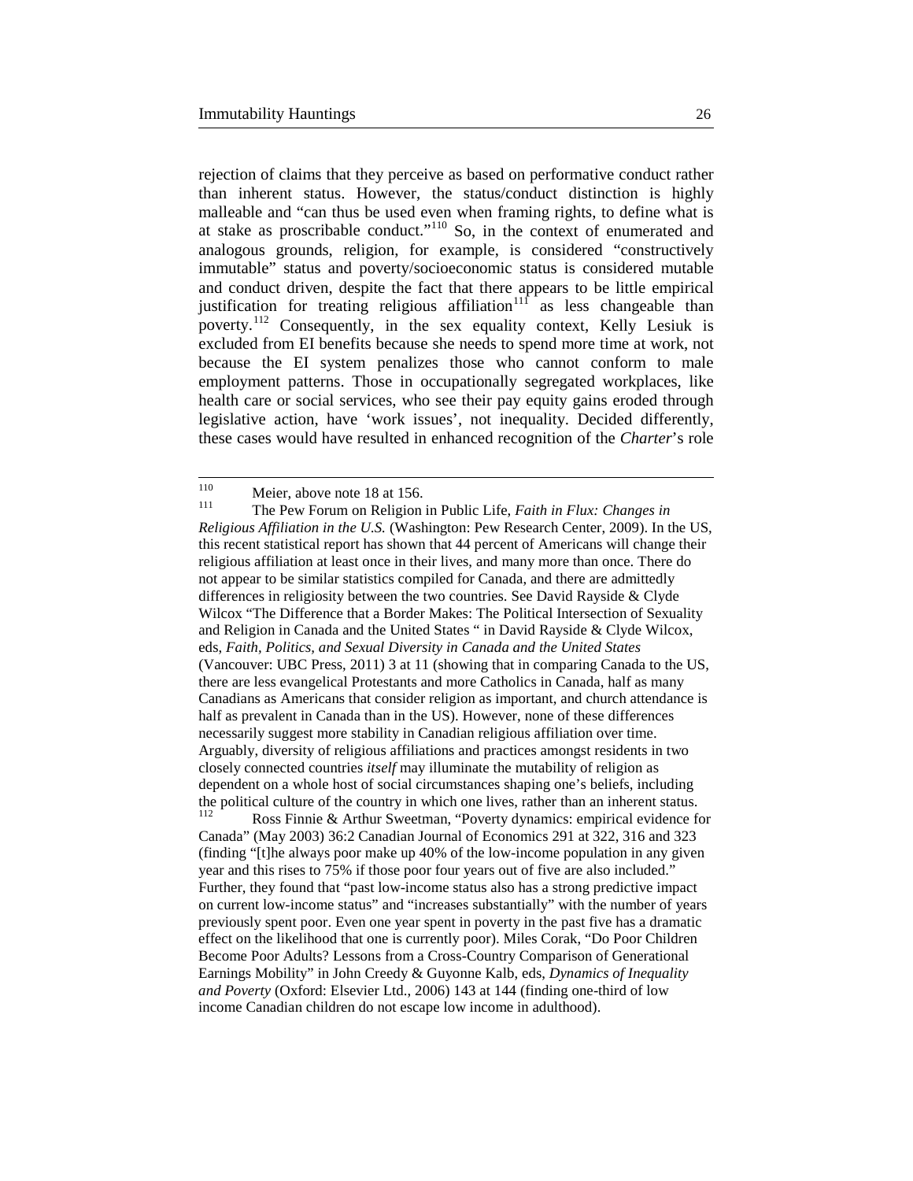rejection of claims that they perceive as based on performative conduct rather than inherent status. However, the status/conduct distinction is highly malleable and "can thus be used even when framing rights, to define what is at stake as proscribable conduct."[110] So, in the context of enumerated and analogous grounds, religion, for example, is considered "constructively immutable" status and poverty/socioeconomic status is considered mutable and conduct driven, despite the fact that there appears to be little empirical justification for treating religious affiliation[111] as less changeable than poverty.[112] Consequently, in the sex equality context, Kelly Lesiuk is excluded from EI benefits because she needs to spend more time at work, not because the EI system penalizes those who cannot conform to male employment patterns. Those in occupationally segregated workplaces, like health care or social services, who see their pay equity gains eroded through legislative action, have 'work issues', not inequality. Decided differently, these cases would have resulted in enhanced recognition of the *Charter*'s role

---

[110] Meier, above note 18 at 156.

[111] The Pew Forum on Religion in Public Life, *Faith in Flux: Changes in Religious Affiliation in the U.S.* (Washington: Pew Research Center, 2009). In the US, this recent statistical report has shown that 44 percent of Americans will change their religious affiliation at least once in their lives, and many more than once. There do not appear to be similar statistics compiled for Canada, and there are admittedly differences in religiosity between the two countries. See David Rayside & Clyde Wilcox "The Difference that a Border Makes: The Political Intersection of Sexuality and Religion in Canada and the United States " in David Rayside & Clyde Wilcox, eds, *Faith, Politics, and Sexual Diversity in Canada and the United States* (Vancouver: UBC Press, 2011) 3 at 11 (showing that in comparing Canada to the US, there are less evangelical Protestants and more Catholics in Canada, half as many Canadians as Americans that consider religion as important, and church attendance is half as prevalent in Canada than in the US). However, none of these differences necessarily suggest more stability in Canadian religious affiliation over time. Arguably, diversity of religious affiliations and practices amongst residents in two closely connected countries *itself* may illuminate the mutability of religion as dependent on a whole host of social circumstances shaping one's beliefs, including the political culture of the country in which one lives, rather than an inherent status.

[112] Ross Finnie & Arthur Sweetman, "Poverty dynamics: empirical evidence for Canada" (May 2003) 36:2 Canadian Journal of Economics 291 at 322, 316 and 323 (finding "[t]he always poor make up 40% of the low-income population in any given year and this rises to 75% if those poor four years out of five are also included." Further, they found that "past low-income status also has a strong predictive impact on current low-income status" and "increases substantially" with the number of years previously spent poor. Even one year spent in poverty in the past five has a dramatic effect on the likelihood that one is currently poor). Miles Corak, "Do Poor Children Become Poor Adults? Lessons from a Cross-Country Comparison of Generational Earnings Mobility" in John Creedy & Guyonne Kalb, eds, *Dynamics of Inequality and Poverty* (Oxford: Elsevier Ltd., 2006) 143 at 144 (finding one-third of low income Canadian children do not escape low income in adulthood).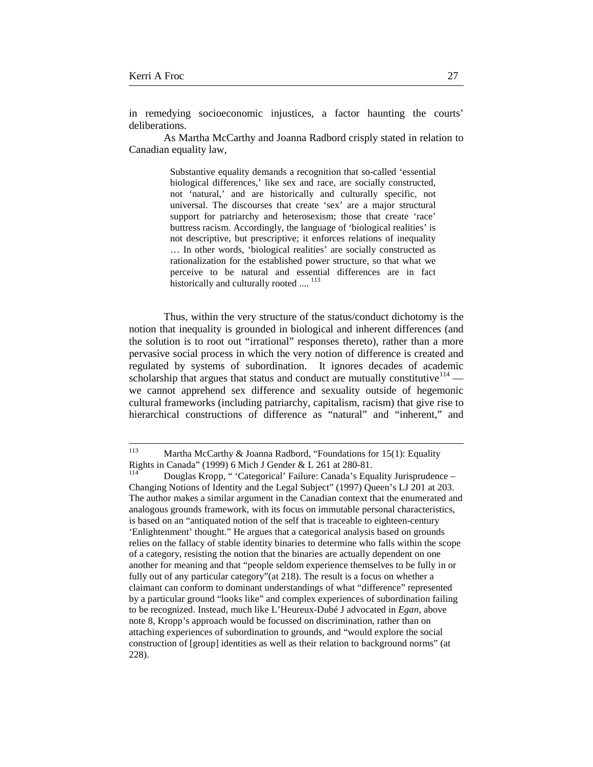in remedying socioeconomic injustices, a factor haunting the courts' deliberations.

As Martha McCarthy and Joanna Radbord crisply stated in relation to Canadian equality law,

> Substantive equality demands a recognition that so-called 'essential biological differences,' like sex and race, are socially constructed, not 'natural,' and are historically and culturally specific, not universal. The discourses that create 'sex' are a major structural support for patriarchy and heterosexism; those that create 'race' buttress racism. Accordingly, the language of 'biological realities' is not descriptive, but prescriptive; it enforces relations of inequality … In other words, 'biological realities' are socially constructed as rationalization for the established power structure, so that what we perceive to be natural and essential differences are in fact historically and culturally rooted .... [113]

Thus, within the very structure of the status/conduct dichotomy is the notion that inequality is grounded in biological and inherent differences (and the solution is to root out "irrational" responses thereto), rather than a more pervasive social process in which the very notion of difference is created and regulated by systems of subordination. It ignores decades of academic scholarship that argues that status and conduct are mutually constitutive[114] — we cannot apprehend sex difference and sexuality outside of hegemonic cultural frameworks (including patriarchy, capitalism, racism) that give rise to hierarchical constructions of difference as "natural" and "inherent," and

---

[113] Martha McCarthy & Joanna Radbord, "Foundations for 15(1): Equality Rights in Canada" (1999) 6 Mich J Gender & L 261 at 280-81.

[114] Douglas Kropp, " 'Categorical' Failure: Canada's Equality Jurisprudence – Changing Notions of Identity and the Legal Subject" (1997) Queen's LJ 201 at 203. The author makes a similar argument in the Canadian context that the enumerated and analogous grounds framework, with its focus on immutable personal characteristics, is based on an "antiquated notion of the self that is traceable to eighteen-century 'Enlightenment' thought." He argues that a categorical analysis based on grounds relies on the fallacy of stable identity binaries to determine who falls within the scope of a category, resisting the notion that the binaries are actually dependent on one another for meaning and that "people seldom experience themselves to be fully in or fully out of any particular category"(at 218). The result is a focus on whether a claimant can conform to dominant understandings of what "difference" represented by a particular ground "looks like" and complex experiences of subordination failing to be recognized. Instead, much like L'Heureux-Dubé J advocated in *Egan*, above note 8, Kropp's approach would be focussed on discrimination, rather than on attaching experiences of subordination to grounds, and "would explore the social construction of [group] identities as well as their relation to background norms" (at 228).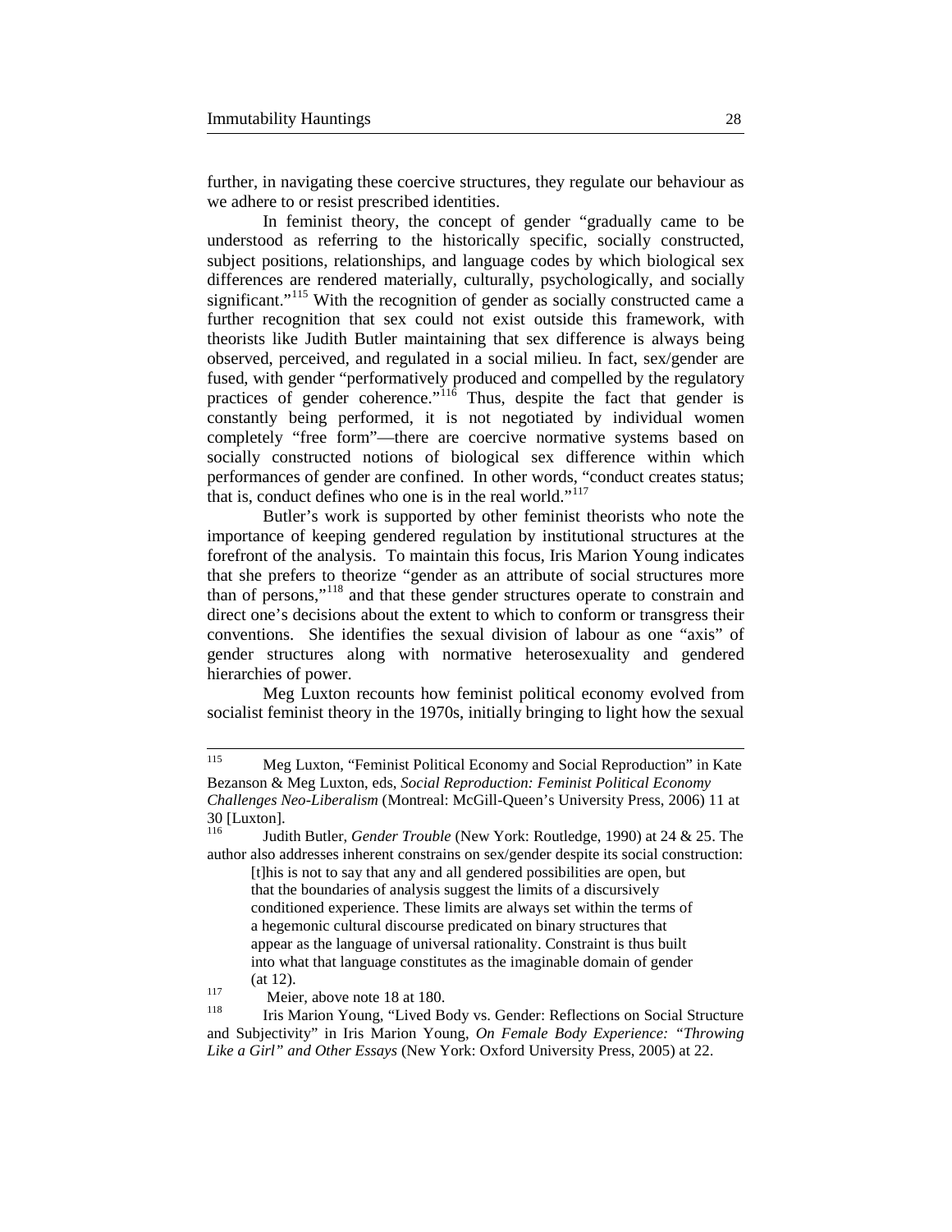further, in navigating these coercive structures, they regulate our behaviour as we adhere to or resist prescribed identities.

In feminist theory, the concept of gender "gradually came to be understood as referring to the historically specific, socially constructed, subject positions, relationships, and language codes by which biological sex differences are rendered materially, culturally, psychologically, and socially significant."[115] With the recognition of gender as socially constructed came a further recognition that sex could not exist outside this framework, with theorists like Judith Butler maintaining that sex difference is always being observed, perceived, and regulated in a social milieu. In fact, sex/gender are fused, with gender "performatively produced and compelled by the regulatory practices of gender coherence."[116] Thus, despite the fact that gender is constantly being performed, it is not negotiated by individual women completely "free form"—there are coercive normative systems based on socially constructed notions of biological sex difference within which performances of gender are confined. In other words, "conduct creates status; that is, conduct defines who one is in the real world."[117]

Butler's work is supported by other feminist theorists who note the importance of keeping gendered regulation by institutional structures at the forefront of the analysis. To maintain this focus, Iris Marion Young indicates that she prefers to theorize "gender as an attribute of social structures more than of persons,"[118] and that these gender structures operate to constrain and direct one's decisions about the extent to which to conform or transgress their conventions. She identifies the sexual division of labour as one "axis" of gender structures along with normative heterosexuality and gendered hierarchies of power.

Meg Luxton recounts how feminist political economy evolved from socialist feminist theory in the 1970s, initially bringing to light how the sexual

---

[115] Meg Luxton, "Feminist Political Economy and Social Reproduction" in Kate Bezanson & Meg Luxton, eds, *Social Reproduction: Feminist Political Economy Challenges Neo-Liberalism* (Montreal: McGill-Queen's University Press, 2006) 11 at 30 [Luxton].

[116] Judith Butler, *Gender Trouble* (New York: Routledge, 1990) at 24 & 25. The author also addresses inherent constrains on sex/gender despite its social construction:

> [t]his is not to say that any and all gendered possibilities are open, but that the boundaries of analysis suggest the limits of a discursively conditioned experience. These limits are always set within the terms of a hegemonic cultural discourse predicated on binary structures that appear as the language of universal rationality. Constraint is thus built into what that language constitutes as the imaginable domain of gender (at 12).

[117] Meier, above note 18 at 180.

[118] Iris Marion Young, "Lived Body vs. Gender: Reflections on Social Structure and Subjectivity" in Iris Marion Young, *On Female Body Experience: "Throwing Like a Girl" and Other Essays* (New York: Oxford University Press, 2005) at 22.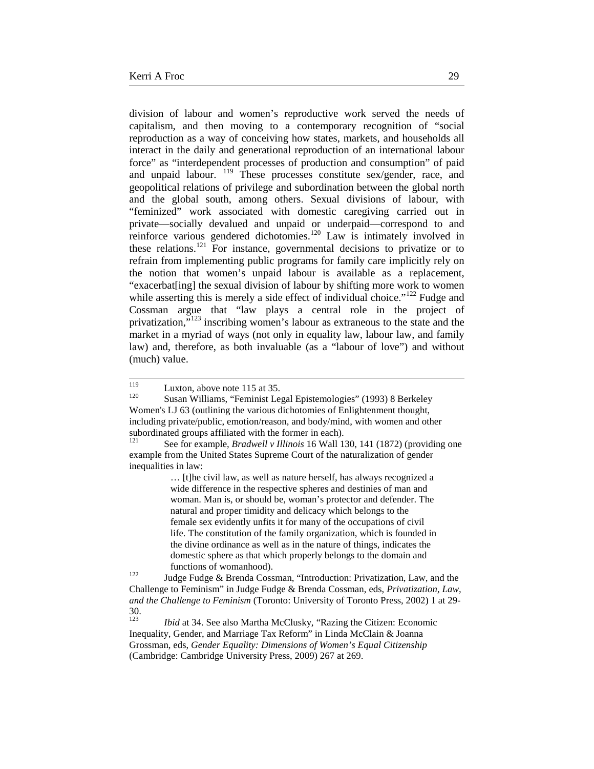division of labour and women's reproductive work served the needs of capitalism, and then moving to a contemporary recognition of "social reproduction as a way of conceiving how states, markets, and households all interact in the daily and generational reproduction of an international labour force" as "interdependent processes of production and consumption" of paid and unpaid labour.[119] These processes constitute sex/gender, race, and geopolitical relations of privilege and subordination between the global north and the global south, among others. Sexual divisions of labour, with "feminized" work associated with domestic caregiving carried out in private—socially devalued and unpaid or underpaid—correspond to and reinforce various gendered dichotomies.[120] Law is intimately involved in these relations.[121] For instance, governmental decisions to privatize or to refrain from implementing public programs for family care implicitly rely on the notion that women's unpaid labour is available as a replacement, "exacerbat[ing] the sexual division of labour by shifting more work to women while asserting this is merely a side effect of individual choice."[122] Fudge and Cossman argue that "law plays a central role in the project of privatization,"[123] inscribing women's labour as extraneous to the state and the market in a myriad of ways (not only in equality law, labour law, and family law) and, therefore, as both invaluable (as a "labour of love") and without (much) value.

---

[119] Luxton, above note 115 at 35.

[120] Susan Williams, "Feminist Legal Epistemologies" (1993) 8 Berkeley Women's LJ 63 (outlining the various dichotomies of Enlightenment thought, including private/public, emotion/reason, and body/mind, with women and other subordinated groups affiliated with the former in each).

[121] See for example, *Bradwell v Illinois* 16 Wall 130, 141 (1872) (providing one example from the United States Supreme Court of the naturalization of gender inequalities in law:

> … [t]he civil law, as well as nature herself, has always recognized a wide difference in the respective spheres and destinies of man and woman. Man is, or should be, woman's protector and defender. The natural and proper timidity and delicacy which belongs to the female sex evidently unfits it for many of the occupations of civil life. The constitution of the family organization, which is founded in the divine ordinance as well as in the nature of things, indicates the domestic sphere as that which properly belongs to the domain and functions of womanhood).

[122] Judge Fudge & Brenda Cossman, "Introduction: Privatization, Law, and the Challenge to Feminism" in Judge Fudge & Brenda Cossman, eds, *Privatization, Law, and the Challenge to Feminism* (Toronto: University of Toronto Press, 2002) 1 at 29-30.

[123] *Ibid* at 34. See also Martha McClusky, "Razing the Citizen: Economic Inequality, Gender, and Marriage Tax Reform" in Linda McClain & Joanna Grossman, eds, *Gender Equality: Dimensions of Women's Equal Citizenship* (Cambridge: Cambridge University Press, 2009) 267 at 269.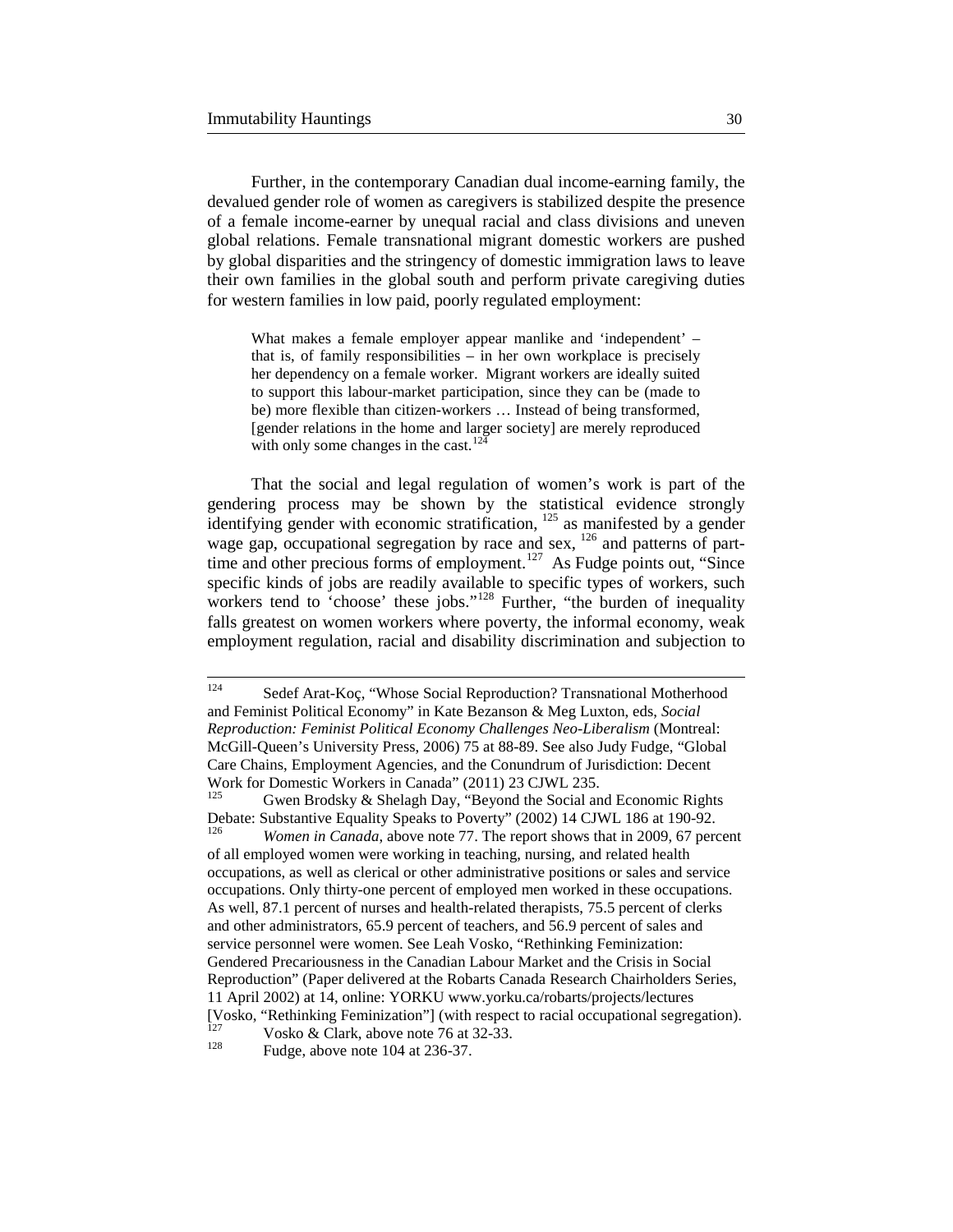Further, in the contemporary Canadian dual income-earning family, the devalued gender role of women as caregivers is stabilized despite the presence of a female income-earner by unequal racial and class divisions and uneven global relations. Female transnational migrant domestic workers are pushed by global disparities and the stringency of domestic immigration laws to leave their own families in the global south and perform private caregiving duties for western families in low paid, poorly regulated employment:

> What makes a female employer appear manlike and 'independent' – that is, of family responsibilities – in her own workplace is precisely her dependency on a female worker. Migrant workers are ideally suited to support this labour-market participation, since they can be (made to be) more flexible than citizen-workers … Instead of being transformed, [gender relations in the home and larger society] are merely reproduced with only some changes in the cast.[124]

That the social and legal regulation of women's work is part of the gendering process may be shown by the statistical evidence strongly identifying gender with economic stratification, [125] as manifested by a gender wage gap, occupational segregation by race and sex, [126] and patterns of part-time and other precious forms of employment.[127] As Fudge points out, "Since specific kinds of jobs are readily available to specific types of workers, such workers tend to 'choose' these jobs."[128] Further, "the burden of inequality falls greatest on women workers where poverty, the informal economy, weak employment regulation, racial and disability discrimination and subjection to

---

[124] Sedef Arat-Koç, "Whose Social Reproduction? Transnational Motherhood and Feminist Political Economy" in Kate Bezanson & Meg Luxton, eds, *Social Reproduction: Feminist Political Economy Challenges Neo-Liberalism* (Montreal: McGill-Queen's University Press, 2006) 75 at 88-89. See also Judy Fudge, "Global Care Chains, Employment Agencies, and the Conundrum of Jurisdiction: Decent Work for Domestic Workers in Canada" (2011) 23 CJWL 235.

[125] Gwen Brodsky & Shelagh Day, "Beyond the Social and Economic Rights Debate: Substantive Equality Speaks to Poverty" (2002) 14 CJWL 186 at 190-92.

[126] *Women in Canada*, above note 77. The report shows that in 2009, 67 percent of all employed women were working in teaching, nursing, and related health occupations, as well as clerical or other administrative positions or sales and service occupations. Only thirty-one percent of employed men worked in these occupations. As well, 87.1 percent of nurses and health-related therapists, 75.5 percent of clerks and other administrators, 65.9 percent of teachers, and 56.9 percent of sales and service personnel were women. See Leah Vosko, "Rethinking Feminization: Gendered Precariousness in the Canadian Labour Market and the Crisis in Social Reproduction" (Paper delivered at the Robarts Canada Research Chairholders Series, 11 April 2002) at 14, online: YORKU www.yorku.ca/robarts/projects/lectures [Vosko, "Rethinking Feminization"] (with respect to racial occupational segregation).

[127] Vosko & Clark, above note 76 at 32-33.

[128] Fudge, above note 104 at 236-37.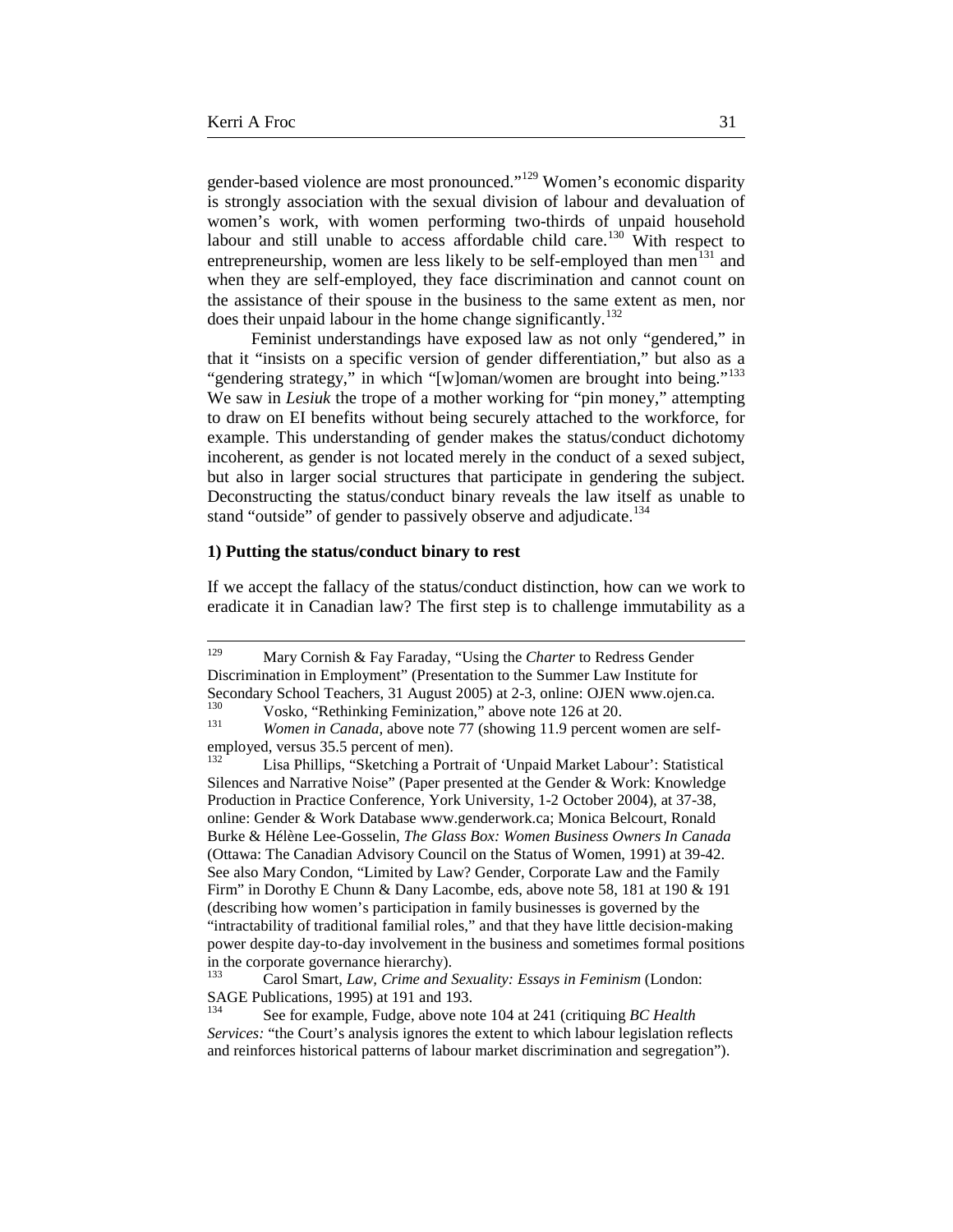gender-based violence are most pronounced."[129] Women's economic disparity is strongly association with the sexual division of labour and devaluation of women's work, with women performing two-thirds of unpaid household labour and still unable to access affordable child care.[130] With respect to entrepreneurship, women are less likely to be self-employed than men[131] and when they are self-employed, they face discrimination and cannot count on the assistance of their spouse in the business to the same extent as men, nor does their unpaid labour in the home change significantly.[132]

Feminist understandings have exposed law as not only "gendered," in that it "insists on a specific version of gender differentiation," but also as a "gendering strategy," in which "[w]oman/women are brought into being."[133] We saw in *Lesiuk* the trope of a mother working for "pin money," attempting to draw on EI benefits without being securely attached to the workforce, for example. This understanding of gender makes the status/conduct dichotomy incoherent, as gender is not located merely in the conduct of a sexed subject, but also in larger social structures that participate in gendering the subject. Deconstructing the status/conduct binary reveals the law itself as unable to stand "outside" of gender to passively observe and adjudicate.[134]

**1) Putting the status/conduct binary to rest**

If we accept the fallacy of the status/conduct distinction, how can we work to eradicate it in Canadian law? The first step is to challenge immutability as a

---

[129] Mary Cornish & Fay Faraday, "Using the *Charter* to Redress Gender Discrimination in Employment" (Presentation to the Summer Law Institute for Secondary School Teachers, 31 August 2005) at 2-3, online: OJEN www.ojen.ca.

[130] Vosko, "Rethinking Feminization," above note 126 at 20.

[131] *Women in Canada*, above note 77 (showing 11.9 percent women are self-employed, versus 35.5 percent of men).

[132] Lisa Phillips, "Sketching a Portrait of 'Unpaid Market Labour': Statistical Silences and Narrative Noise" (Paper presented at the Gender & Work: Knowledge Production in Practice Conference, York University, 1-2 October 2004), at 37-38, online: Gender & Work Database www.genderwork.ca; Monica Belcourt, Ronald Burke & Hélène Lee-Gosselin, *The Glass Box: Women Business Owners In Canada* (Ottawa: The Canadian Advisory Council on the Status of Women, 1991) at 39-42. See also Mary Condon, "Limited by Law? Gender, Corporate Law and the Family Firm" in Dorothy E Chunn & Dany Lacombe, eds, above note 58, 181 at 190 & 191 (describing how women's participation in family businesses is governed by the "intractability of traditional familial roles," and that they have little decision-making power despite day-to-day involvement in the business and sometimes formal positions in the corporate governance hierarchy).

[133] Carol Smart, *Law, Crime and Sexuality: Essays in Feminism* (London: SAGE Publications, 1995) at 191 and 193.

[134] See for example, Fudge, above note 104 at 241 (critiquing *BC Health Services:* "the Court's analysis ignores the extent to which labour legislation reflects and reinforces historical patterns of labour market discrimination and segregation").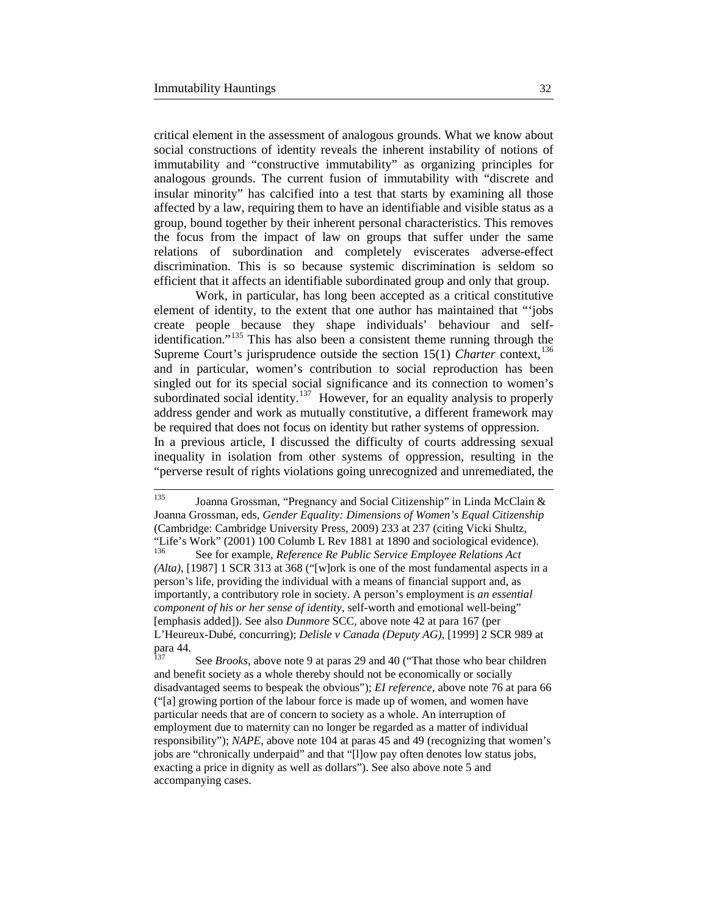critical element in the assessment of analogous grounds. What we know about social constructions of identity reveals the inherent instability of notions of immutability and "constructive immutability" as organizing principles for analogous grounds. The current fusion of immutability with "discrete and insular minority" has calcified into a test that starts by examining all those affected by a law, requiring them to have an identifiable and visible status as a group, bound together by their inherent personal characteristics. This removes the focus from the impact of law on groups that suffer under the same relations of subordination and completely eviscerates adverse-effect discrimination. This is so because systemic discrimination is seldom so efficient that it affects an identifiable subordinated group and only that group.

Work, in particular, has long been accepted as a critical constitutive element of identity, to the extent that one author has maintained that "'jobs create people because they shape individuals' behaviour and self-identification."[135] This has also been a consistent theme running through the Supreme Court's jurisprudence outside the section 15(1) *Charter* context,[136] and in particular, women's contribution to social reproduction has been singled out for its special social significance and its connection to women's subordinated social identity.[137] However, for an equality analysis to properly address gender and work as mutually constitutive, a different framework may be required that does not focus on identity but rather systems of oppression.

In a previous article, I discussed the difficulty of courts addressing sexual inequality in isolation from other systems of oppression, resulting in the "perverse result of rights violations going unrecognized and unremediated, the

---

[135] Joanna Grossman, "Pregnancy and Social Citizenship" in Linda McClain & Joanna Grossman, eds, *Gender Equality: Dimensions of Women's Equal Citizenship* (Cambridge: Cambridge University Press, 2009) 233 at 237 (citing Vicki Shultz, "Life's Work" (2001) 100 Columb L Rev 1881 at 1890 and sociological evidence).

[136] See for example, *Reference Re Public Service Employee Relations Act (Alta)*, [1987] 1 SCR 313 at 368 ("[w]ork is one of the most fundamental aspects in a person's life, providing the individual with a means of financial support and, as importantly, a contributory role in society. A person's employment is *an essential component of his or her sense of identity*, self-worth and emotional well-being" [emphasis added]). See also *Dunmore* SCC, above note 42 at para 167 (per L'Heureux-Dubé, concurring); *Delisle v Canada (Deputy AG)*, [1999] 2 SCR 989 at para 44.

[137] See *Brooks*, above note 9 at paras 29 and 40 ("That those who bear children and benefit society as a whole thereby should not be economically or socially disadvantaged seems to bespeak the obvious"); *EI reference*, above note 76 at para 66 ("[a] growing portion of the labour force is made up of women, and women have particular needs that are of concern to society as a whole. An interruption of employment due to maternity can no longer be regarded as a matter of individual responsibility"); *NAPE*, above note 104 at paras 45 and 49 (recognizing that women's jobs are "chronically underpaid" and that "[l]ow pay often denotes low status jobs, exacting a price in dignity as well as dollars"). See also above note 5 and accompanying cases.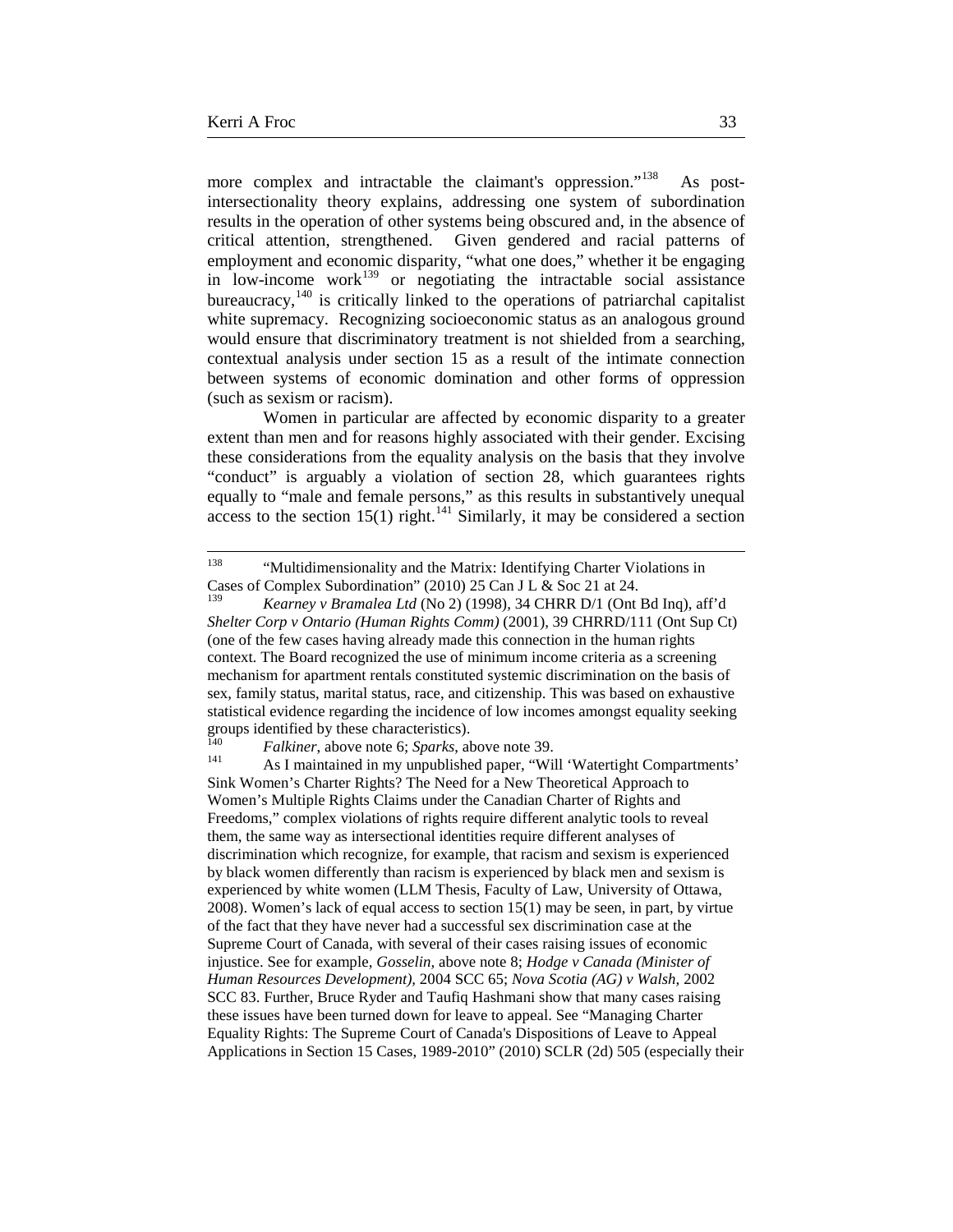more complex and intractable the claimant's oppression."[138] As post-intersectionality theory explains, addressing one system of subordination results in the operation of other systems being obscured and, in the absence of critical attention, strengthened. Given gendered and racial patterns of employment and economic disparity, "what one does," whether it be engaging in low-income work[139] or negotiating the intractable social assistance bureaucracy,[140] is critically linked to the operations of patriarchal capitalist white supremacy. Recognizing socioeconomic status as an analogous ground would ensure that discriminatory treatment is not shielded from a searching, contextual analysis under section 15 as a result of the intimate connection between systems of economic domination and other forms of oppression (such as sexism or racism).

Women in particular are affected by economic disparity to a greater extent than men and for reasons highly associated with their gender. Excising these considerations from the equality analysis on the basis that they involve "conduct" is arguably a violation of section 28, which guarantees rights equally to "male and female persons," as this results in substantively unequal access to the section 15(1) right.[141] Similarly, it may be considered a section

---

[138] "Multidimensionality and the Matrix: Identifying Charter Violations in Cases of Complex Subordination" (2010) 25 Can J L & Soc 21 at 24.

[139] *Kearney v Bramalea Ltd* (No 2) (1998), 34 CHRR D/1 (Ont Bd Inq), aff'd *Shelter Corp v Ontario (Human Rights Comm)* (2001), 39 CHRRD/111 (Ont Sup Ct) (one of the few cases having already made this connection in the human rights context. The Board recognized the use of minimum income criteria as a screening mechanism for apartment rentals constituted systemic discrimination on the basis of sex, family status, marital status, race, and citizenship. This was based on exhaustive statistical evidence regarding the incidence of low incomes amongst equality seeking groups identified by these characteristics).

[140] *Falkiner*, above note 6; *Sparks*, above note 39.

[141] As I maintained in my unpublished paper, "Will 'Watertight Compartments' Sink Women's Charter Rights? The Need for a New Theoretical Approach to Women's Multiple Rights Claims under the Canadian Charter of Rights and Freedoms," complex violations of rights require different analytic tools to reveal them, the same way as intersectional identities require different analyses of discrimination which recognize, for example, that racism and sexism is experienced by black women differently than racism is experienced by black men and sexism is experienced by white women (LLM Thesis, Faculty of Law, University of Ottawa, 2008). Women's lack of equal access to section 15(1) may be seen, in part, by virtue of the fact that they have never had a successful sex discrimination case at the Supreme Court of Canada, with several of their cases raising issues of economic injustice. See for example, *Gosselin*, above note 8; *Hodge v Canada (Minister of Human Resources Development)*, 2004 SCC 65; *Nova Scotia (AG) v Walsh*, 2002 SCC 83. Further, Bruce Ryder and Taufiq Hashmani show that many cases raising these issues have been turned down for leave to appeal. See "Managing Charter Equality Rights: The Supreme Court of Canada's Dispositions of Leave to Appeal Applications in Section 15 Cases, 1989-2010" (2010) SCLR (2d) 505 (especially their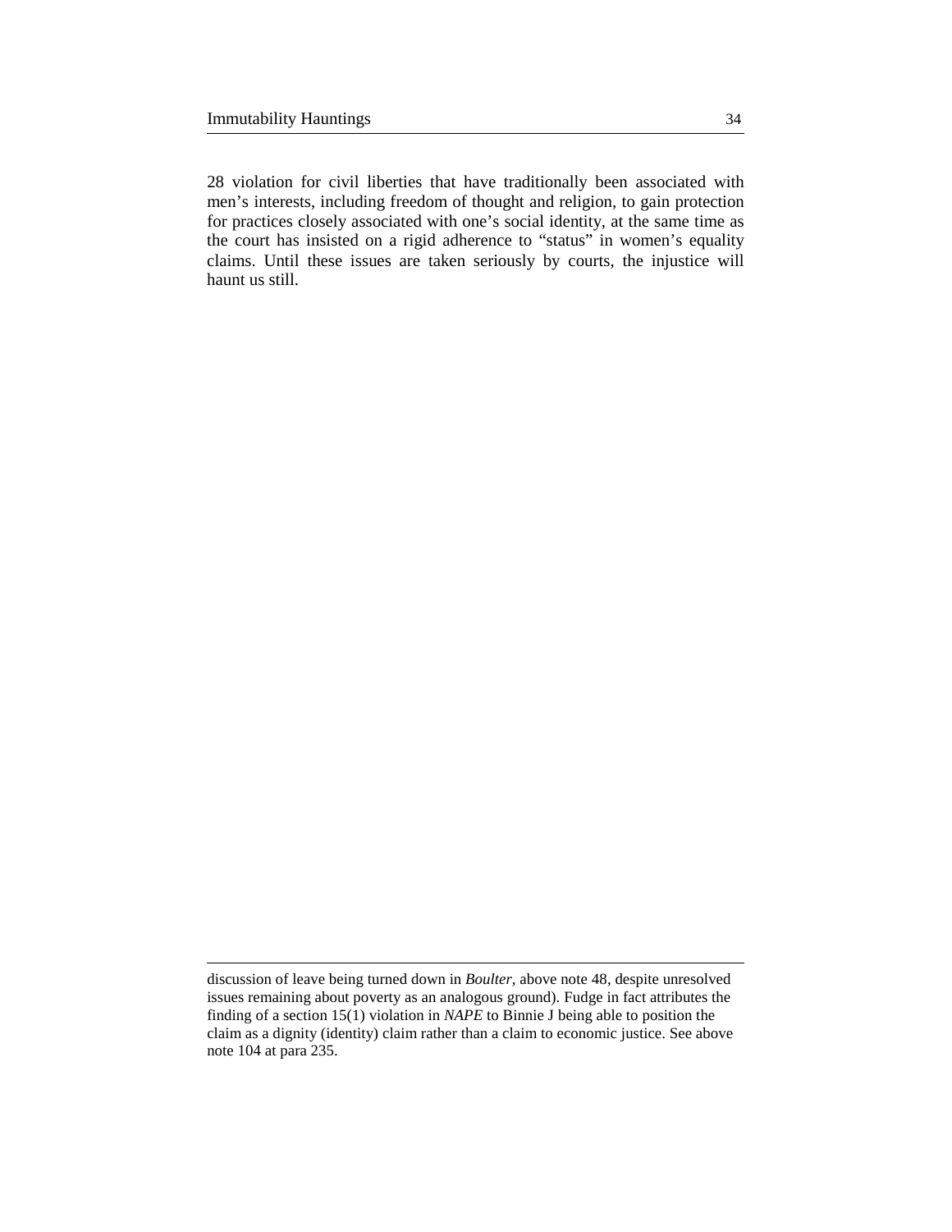28 violation for civil liberties that have traditionally been associated with men's interests, including freedom of thought and religion, to gain protection for practices closely associated with one's social identity, at the same time as the court has insisted on a rigid adherence to "status" in women's equality claims. Until these issues are taken seriously by courts, the injustice will haunt us still.

---

discussion of leave being turned down in *Boulter,* above note 48, despite unresolved issues remaining about poverty as an analogous ground). Fudge in fact attributes the finding of a section 15(1) violation in *NAPE* to Binnie J being able to position the claim as a dignity (identity) claim rather than a claim to economic justice. See above note 104 at para 235.